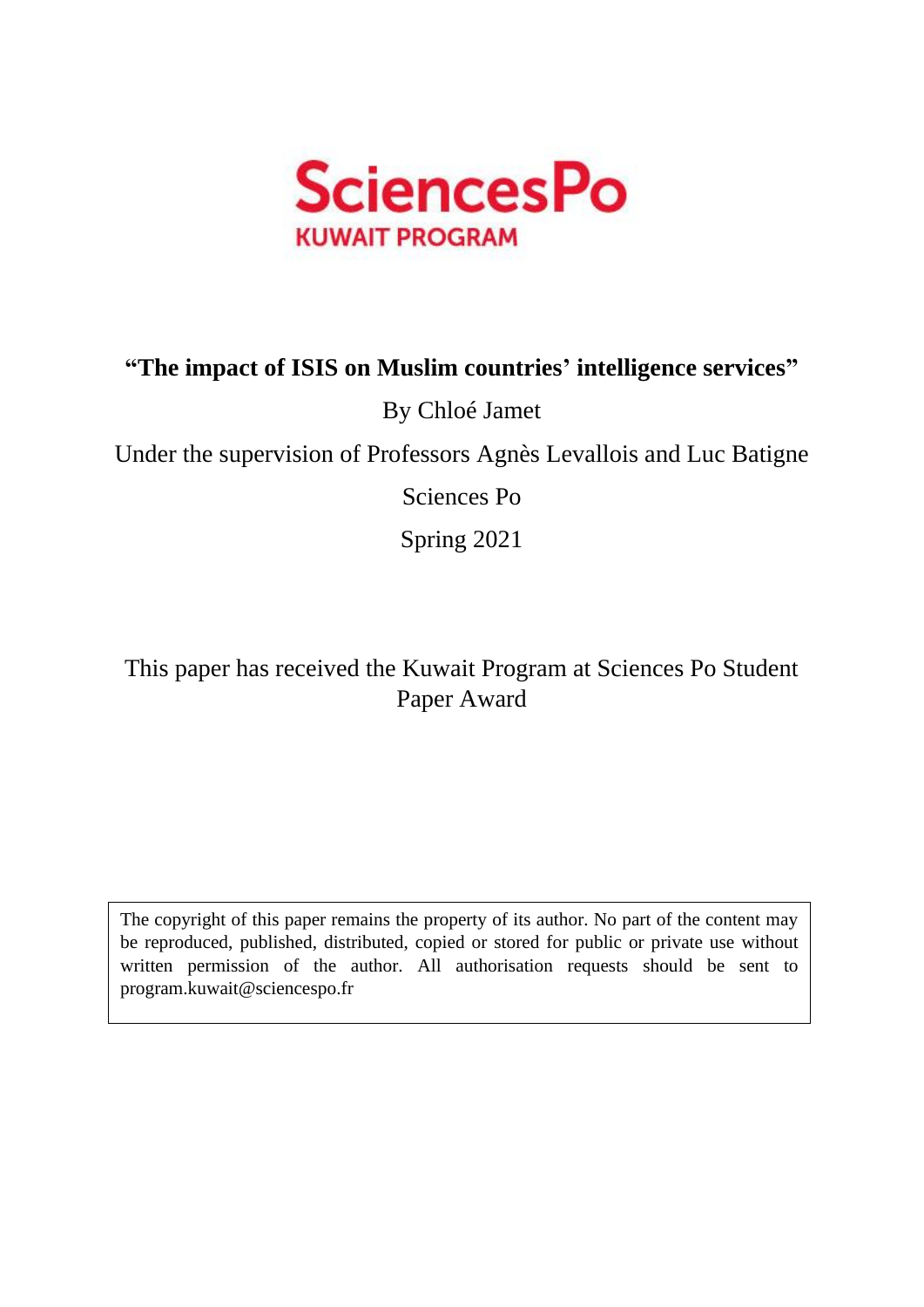SciencesPo

KUWAIT PROGRAM

# "The impact of ISIS on Muslim countries' intelligence services"

By Chloé Jamet

Under the supervision of Professors Agnès Levallois and Luc Batigne

Sciences Po

Spring 2021

This paper has received the Kuwait Program at Sciences Po Student Paper Award

The copyright of this paper remains the property of its author. No part of the content may be reproduced, published, distributed, copied or stored for public or private use without written permission of the author. All authorisation requests should be sent to program.kuwait@sciencespo.fr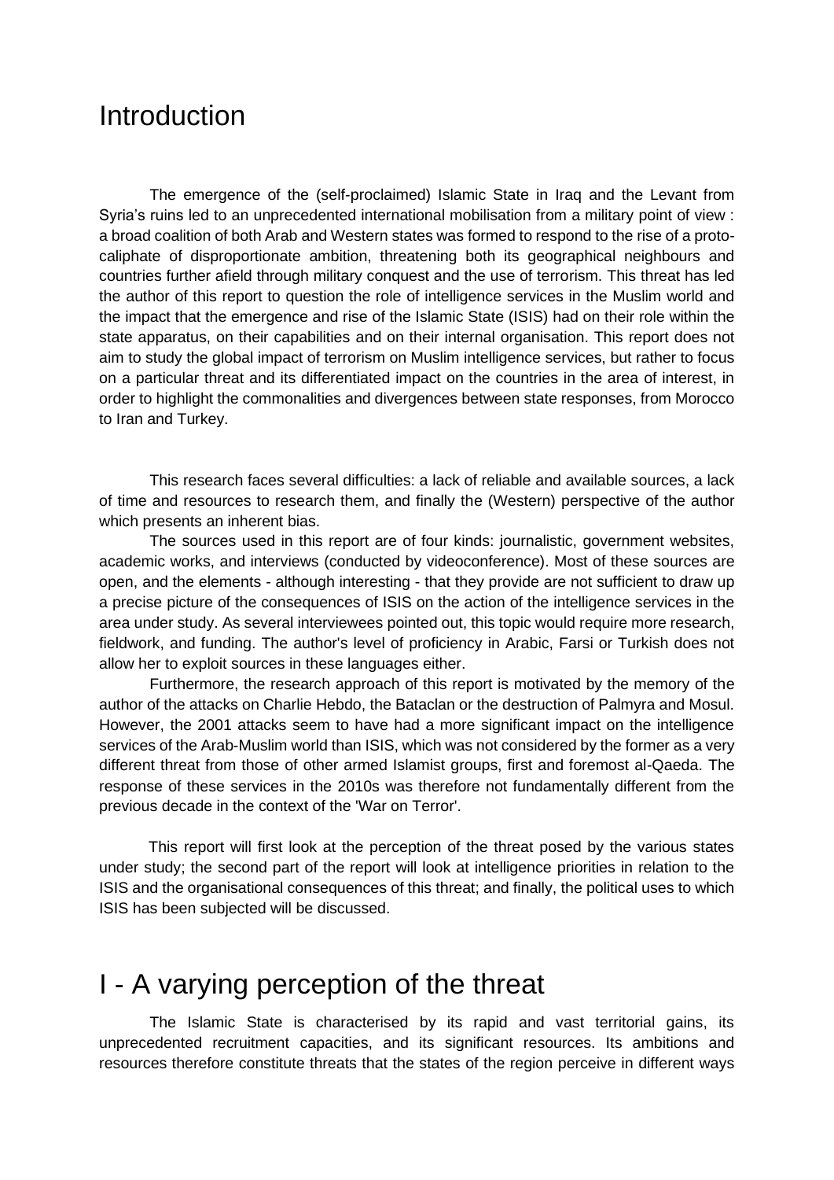# Introduction

The emergence of the (self-proclaimed) Islamic State in Iraq and the Levant from Syria's ruins led to an unprecedented international mobilisation from a military point of view : a broad coalition of both Arab and Western states was formed to respond to the rise of a proto-caliphate of disproportionate ambition, threatening both its geographical neighbours and countries further afield through military conquest and the use of terrorism. This threat has led the author of this report to question the role of intelligence services in the Muslim world and the impact that the emergence and rise of the Islamic State (ISIS) had on their role within the state apparatus, on their capabilities and on their internal organisation. This report does not aim to study the global impact of terrorism on Muslim intelligence services, but rather to focus on a particular threat and its differentiated impact on the countries in the area of interest, in order to highlight the commonalities and divergences between state responses, from Morocco to Iran and Turkey.

This research faces several difficulties: a lack of reliable and available sources, a lack of time and resources to research them, and finally the (Western) perspective of the author which presents an inherent bias.

The sources used in this report are of four kinds: journalistic, government websites, academic works, and interviews (conducted by videoconference). Most of these sources are open, and the elements - although interesting - that they provide are not sufficient to draw up a precise picture of the consequences of ISIS on the action of the intelligence services in the area under study. As several interviewees pointed out, this topic would require more research, fieldwork, and funding. The author's level of proficiency in Arabic, Farsi or Turkish does not allow her to exploit sources in these languages either.

Furthermore, the research approach of this report is motivated by the memory of the author of the attacks on Charlie Hebdo, the Bataclan or the destruction of Palmyra and Mosul. However, the 2001 attacks seem to have had a more significant impact on the intelligence services of the Arab-Muslim world than ISIS, which was not considered by the former as a very different threat from those of other armed Islamist groups, first and foremost al-Qaeda. The response of these services in the 2010s was therefore not fundamentally different from the previous decade in the context of the 'War on Terror'.

This report will first look at the perception of the threat posed by the various states under study; the second part of the report will look at intelligence priorities in relation to the ISIS and the organisational consequences of this threat; and finally, the political uses to which ISIS has been subjected will be discussed.

# I - A varying perception of the threat

The Islamic State is characterised by its rapid and vast territorial gains, its unprecedented recruitment capacities, and its significant resources. Its ambitions and resources therefore constitute threats that the states of the region perceive in different ways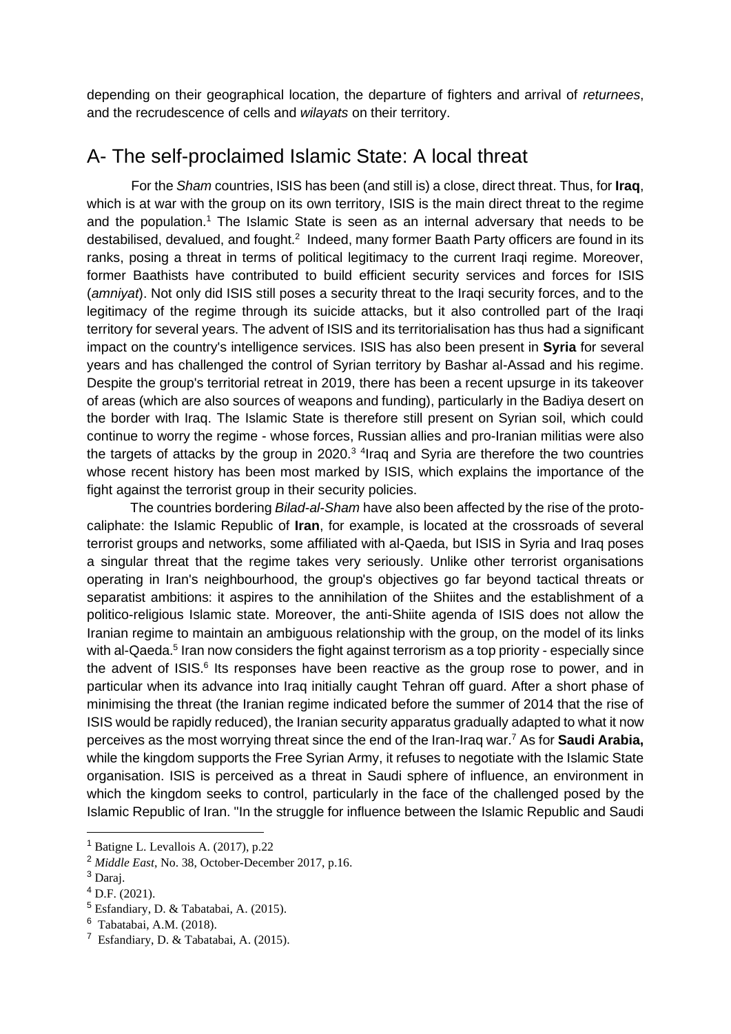depending on their geographical location, the departure of fighters and arrival of *returnees*, and the recrudescence of cells and *wilayats* on their territory.

## A- The self-proclaimed Islamic State: A local threat

For the *Sham* countries, ISIS has been (and still is) a close, direct threat. Thus, for **Iraq**, which is at war with the group on its own territory, ISIS is the main direct threat to the regime and the population.[1] The Islamic State is seen as an internal adversary that needs to be destabilised, devalued, and fought.[2] Indeed, many former Baath Party officers are found in its ranks, posing a threat in terms of political legitimacy to the current Iraqi regime. Moreover, former Baathists have contributed to build efficient security services and forces for ISIS (*amniyat*). Not only did ISIS still poses a security threat to the Iraqi security forces, and to the legitimacy of the regime through its suicide attacks, but it also controlled part of the Iraqi territory for several years. The advent of ISIS and its territorialisation has thus had a significant impact on the country's intelligence services. ISIS has also been present in **Syria** for several years and has challenged the control of Syrian territory by Bashar al-Assad and his regime. Despite the group's territorial retreat in 2019, there has been a recent upsurge in its takeover of areas (which are also sources of weapons and funding), particularly in the Badiya desert on the border with Iraq. The Islamic State is therefore still present on Syrian soil, which could continue to worry the regime - whose forces, Russian allies and pro-Iranian militias were also the targets of attacks by the group in 2020.[3] [4]Iraq and Syria are therefore the two countries whose recent history has been most marked by ISIS, which explains the importance of the fight against the terrorist group in their security policies.

The countries bordering *Bilad-al-Sham* have also been affected by the rise of the proto-caliphate: the Islamic Republic of **Iran**, for example, is located at the crossroads of several terrorist groups and networks, some affiliated with al-Qaeda, but ISIS in Syria and Iraq poses a singular threat that the regime takes very seriously. Unlike other terrorist organisations operating in Iran's neighbourhood, the group's objectives go far beyond tactical threats or separatist ambitions: it aspires to the annihilation of the Shiites and the establishment of a politico-religious Islamic state. Moreover, the anti-Shiite agenda of ISIS does not allow the Iranian regime to maintain an ambiguous relationship with the group, on the model of its links with al-Qaeda.[5] Iran now considers the fight against terrorism as a top priority - especially since the advent of ISIS.[6] Its responses have been reactive as the group rose to power, and in particular when its advance into Iraq initially caught Tehran off guard. After a short phase of minimising the threat (the Iranian regime indicated before the summer of 2014 that the rise of ISIS would be rapidly reduced), the Iranian security apparatus gradually adapted to what it now perceives as the most worrying threat since the end of the Iran-Iraq war.[7] As for **Saudi Arabia,** while the kingdom supports the Free Syrian Army, it refuses to negotiate with the Islamic State organisation. ISIS is perceived as a threat in Saudi sphere of influence, an environment in which the kingdom seeks to control, particularly in the face of the challenged posed by the Islamic Republic of Iran. "In the struggle for influence between the Islamic Republic and Saudi

---

[1] Batigne L. Levallois A. (2017), p.22

[2] *Middle East*, No. 38, October-December 2017, p.16.

[3] Daraj.

[4] D.F. (2021).

[5] Esfandiary, D. & Tabatabai, A. (2015).

[6] Tabatabai, A.M. (2018).

[7] Esfandiary, D. & Tabatabai, A. (2015).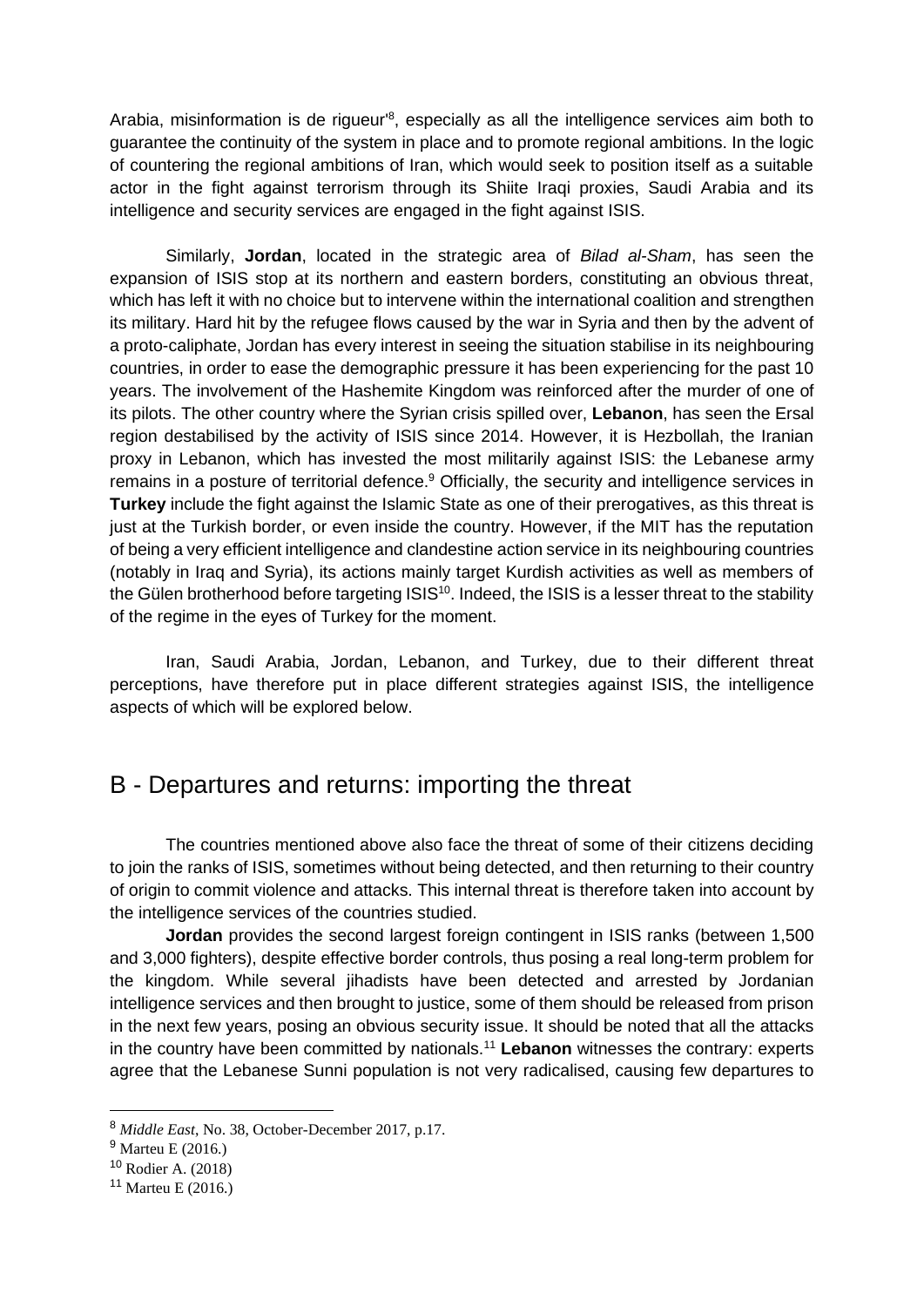Arabia, misinformation is de rigueur'[8], especially as all the intelligence services aim both to guarantee the continuity of the system in place and to promote regional ambitions. In the logic of countering the regional ambitions of Iran, which would seek to position itself as a suitable actor in the fight against terrorism through its Shiite Iraqi proxies, Saudi Arabia and its intelligence and security services are engaged in the fight against ISIS.

Similarly, **Jordan**, located in the strategic area of *Bilad al-Sham*, has seen the expansion of ISIS stop at its northern and eastern borders, constituting an obvious threat, which has left it with no choice but to intervene within the international coalition and strengthen its military. Hard hit by the refugee flows caused by the war in Syria and then by the advent of a proto-caliphate, Jordan has every interest in seeing the situation stabilise in its neighbouring countries, in order to ease the demographic pressure it has been experiencing for the past 10 years. The involvement of the Hashemite Kingdom was reinforced after the murder of one of its pilots. The other country where the Syrian crisis spilled over, **Lebanon**, has seen the Ersal region destabilised by the activity of ISIS since 2014. However, it is Hezbollah, the Iranian proxy in Lebanon, which has invested the most militarily against ISIS: the Lebanese army remains in a posture of territorial defence.[9] Officially, the security and intelligence services in **Turkey** include the fight against the Islamic State as one of their prerogatives, as this threat is just at the Turkish border, or even inside the country. However, if the MIT has the reputation of being a very efficient intelligence and clandestine action service in its neighbouring countries (notably in Iraq and Syria), its actions mainly target Kurdish activities as well as members of the Gülen brotherhood before targeting ISIS[10]. Indeed, the ISIS is a lesser threat to the stability of the regime in the eyes of Turkey for the moment.

Iran, Saudi Arabia, Jordan, Lebanon, and Turkey, due to their different threat perceptions, have therefore put in place different strategies against ISIS, the intelligence aspects of which will be explored below.

## B - Departures and returns: importing the threat

The countries mentioned above also face the threat of some of their citizens deciding to join the ranks of ISIS, sometimes without being detected, and then returning to their country of origin to commit violence and attacks. This internal threat is therefore taken into account by the intelligence services of the countries studied.

**Jordan** provides the second largest foreign contingent in ISIS ranks (between 1,500 and 3,000 fighters), despite effective border controls, thus posing a real long-term problem for the kingdom. While several jihadists have been detected and arrested by Jordanian intelligence services and then brought to justice, some of them should be released from prison in the next few years, posing an obvious security issue. It should be noted that all the attacks in the country have been committed by nationals.[11] **Lebanon** witnesses the contrary: experts agree that the Lebanese Sunni population is not very radicalised, causing few departures to

---

[8] *Middle East*, No. 38, October-December 2017, p.17.

[9] Marteu E (2016.)

[10] Rodier A. (2018)

[11] Marteu E (2016.)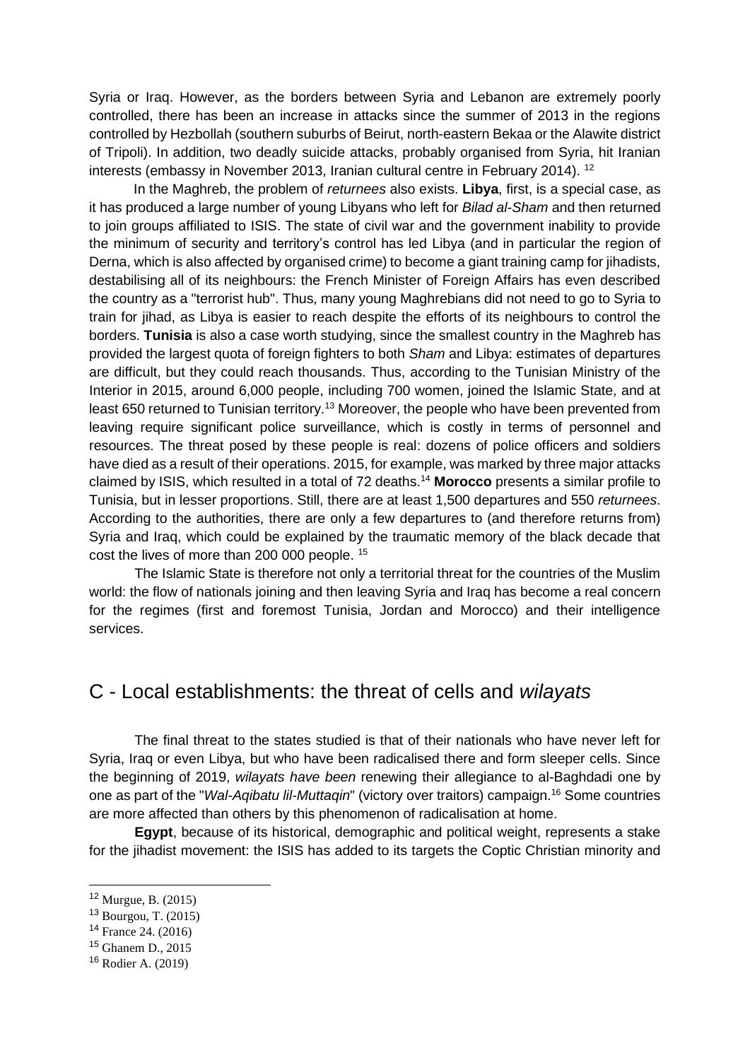Syria or Iraq. However, as the borders between Syria and Lebanon are extremely poorly controlled, there has been an increase in attacks since the summer of 2013 in the regions controlled by Hezbollah (southern suburbs of Beirut, north-eastern Bekaa or the Alawite district of Tripoli). In addition, two deadly suicide attacks, probably organised from Syria, hit Iranian interests (embassy in November 2013, Iranian cultural centre in February 2014). [12]

In the Maghreb, the problem of *returnees* also exists. **Libya**, first, is a special case, as it has produced a large number of young Libyans who left for *Bilad al-Sham* and then returned to join groups affiliated to ISIS. The state of civil war and the government inability to provide the minimum of security and territory's control has led Libya (and in particular the region of Derna, which is also affected by organised crime) to become a giant training camp for jihadists, destabilising all of its neighbours: the French Minister of Foreign Affairs has even described the country as a "terrorist hub". Thus, many young Maghrebians did not need to go to Syria to train for jihad, as Libya is easier to reach despite the efforts of its neighbours to control the borders. **Tunisia** is also a case worth studying, since the smallest country in the Maghreb has provided the largest quota of foreign fighters to both *Sham* and Libya: estimates of departures are difficult, but they could reach thousands. Thus, according to the Tunisian Ministry of the Interior in 2015, around 6,000 people, including 700 women, joined the Islamic State, and at least 650 returned to Tunisian territory.[13] Moreover, the people who have been prevented from leaving require significant police surveillance, which is costly in terms of personnel and resources. The threat posed by these people is real: dozens of police officers and soldiers have died as a result of their operations. 2015, for example, was marked by three major attacks claimed by ISIS, which resulted in a total of 72 deaths.[14] **Morocco** presents a similar profile to Tunisia, but in lesser proportions. Still, there are at least 1,500 departures and 550 *returnees*. According to the authorities, there are only a few departures to (and therefore returns from) Syria and Iraq, which could be explained by the traumatic memory of the black decade that cost the lives of more than 200 000 people. [15]

The Islamic State is therefore not only a territorial threat for the countries of the Muslim world: the flow of nationals joining and then leaving Syria and Iraq has become a real concern for the regimes (first and foremost Tunisia, Jordan and Morocco) and their intelligence services.

## C - Local establishments: the threat of cells and *wilayats*

The final threat to the states studied is that of their nationals who have never left for Syria, Iraq or even Libya, but who have been radicalised there and form sleeper cells. Since the beginning of 2019, *wilayats have been* renewing their allegiance to al-Baghdadi one by one as part of the "*Wal-Aqibatu lil-Muttaqin*" (victory over traitors) campaign.[16] Some countries are more affected than others by this phenomenon of radicalisation at home.

**Egypt**, because of its historical, demographic and political weight, represents a stake for the jihadist movement: the ISIS has added to its targets the Coptic Christian minority and

---

[12] Murgue, B. (2015)

[13] Bourgou, T. (2015)

[14] France 24. (2016)

[15] Ghanem D., 2015

[16] Rodier A. (2019)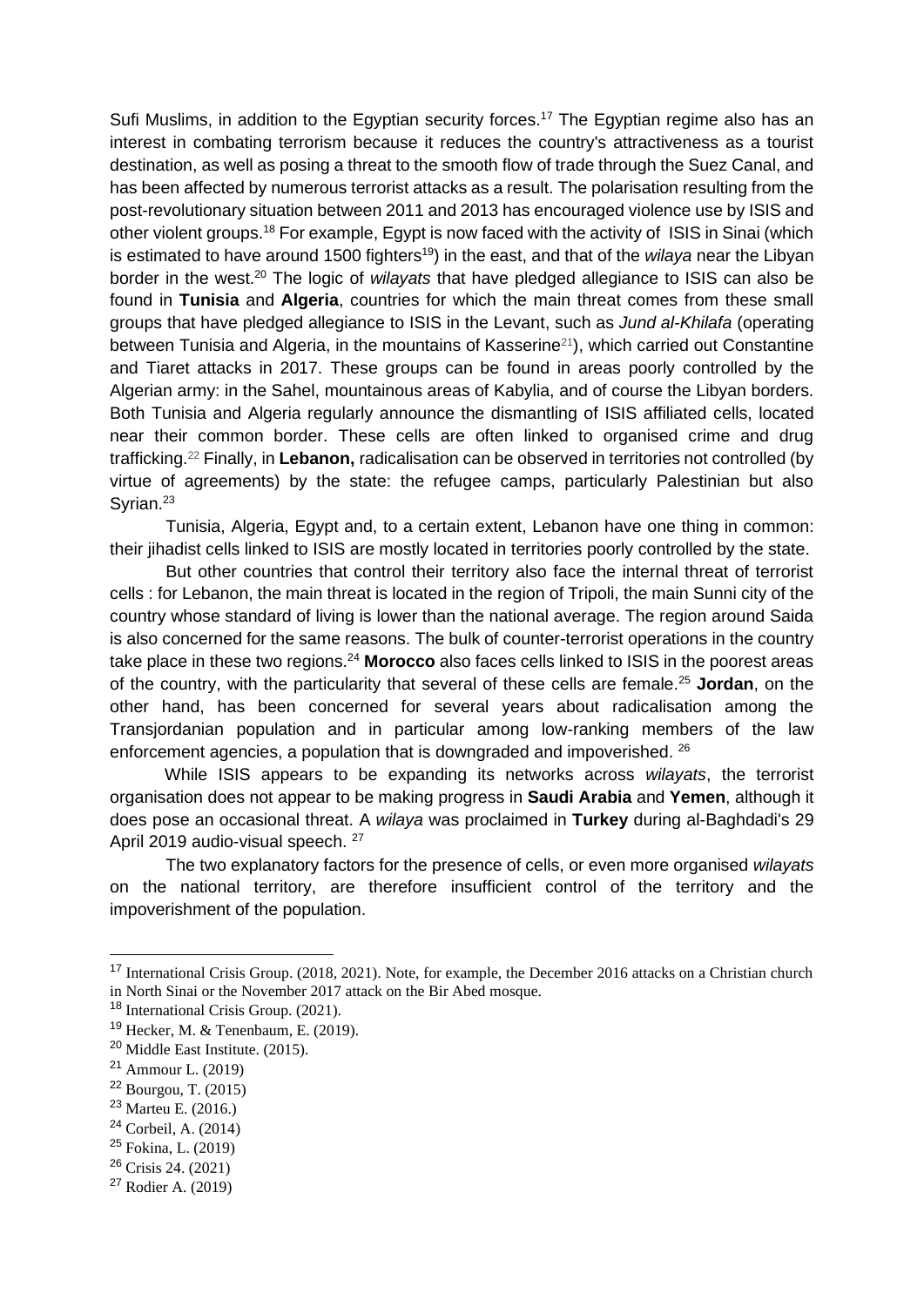Sufi Muslims, in addition to the Egyptian security forces.[17] The Egyptian regime also has an interest in combating terrorism because it reduces the country's attractiveness as a tourist destination, as well as posing a threat to the smooth flow of trade through the Suez Canal, and has been affected by numerous terrorist attacks as a result. The polarisation resulting from the post-revolutionary situation between 2011 and 2013 has encouraged violence use by ISIS and other violent groups.[18] For example, Egypt is now faced with the activity of ISIS in Sinai (which is estimated to have around 1500 fighters[19]) in the east, and that of the *wilaya* near the Libyan border in the west.[20] The logic of *wilayats* that have pledged allegiance to ISIS can also be found in **Tunisia** and **Algeria**, countries for which the main threat comes from these small groups that have pledged allegiance to ISIS in the Levant, such as *Jund al-Khilafa* (operating between Tunisia and Algeria, in the mountains of Kasserine[21]), which carried out Constantine and Tiaret attacks in 2017. These groups can be found in areas poorly controlled by the Algerian army: in the Sahel, mountainous areas of Kabylia, and of course the Libyan borders. Both Tunisia and Algeria regularly announce the dismantling of ISIS affiliated cells, located near their common border. These cells are often linked to organised crime and drug trafficking.[22] Finally, in **Lebanon,** radicalisation can be observed in territories not controlled (by virtue of agreements) by the state: the refugee camps, particularly Palestinian but also Syrian.[23]

Tunisia, Algeria, Egypt and, to a certain extent, Lebanon have one thing in common: their jihadist cells linked to ISIS are mostly located in territories poorly controlled by the state.

But other countries that control their territory also face the internal threat of terrorist cells : for Lebanon, the main threat is located in the region of Tripoli, the main Sunni city of the country whose standard of living is lower than the national average. The region around Saida is also concerned for the same reasons. The bulk of counter-terrorist operations in the country take place in these two regions.[24] **Morocco** also faces cells linked to ISIS in the poorest areas of the country, with the particularity that several of these cells are female.[25] **Jordan**, on the other hand, has been concerned for several years about radicalisation among the Transjordanian population and in particular among low-ranking members of the law enforcement agencies, a population that is downgraded and impoverished. [26]

While ISIS appears to be expanding its networks across *wilayats*, the terrorist organisation does not appear to be making progress in **Saudi Arabia** and **Yemen**, although it does pose an occasional threat. A *wilaya* was proclaimed in **Turkey** during al-Baghdadi's 29 April 2019 audio-visual speech. [27]

The two explanatory factors for the presence of cells, or even more organised *wilayats* on the national territory, are therefore insufficient control of the territory and the impoverishment of the population.

---

[17] International Crisis Group. (2018, 2021). Note, for example, the December 2016 attacks on a Christian church in North Sinai or the November 2017 attack on the Bir Abed mosque.

[18] International Crisis Group. (2021).

[19] Hecker, M. & Tenenbaum, E. (2019).

[20] Middle East Institute. (2015).

[21] Ammour L. (2019)

[22] Bourgou, T. (2015)

[23] Marteu E. (2016.)

[24] Corbeil, A. (2014)

[25] Fokina, L. (2019)

[26] Crisis 24. (2021)

[27] Rodier A. (2019)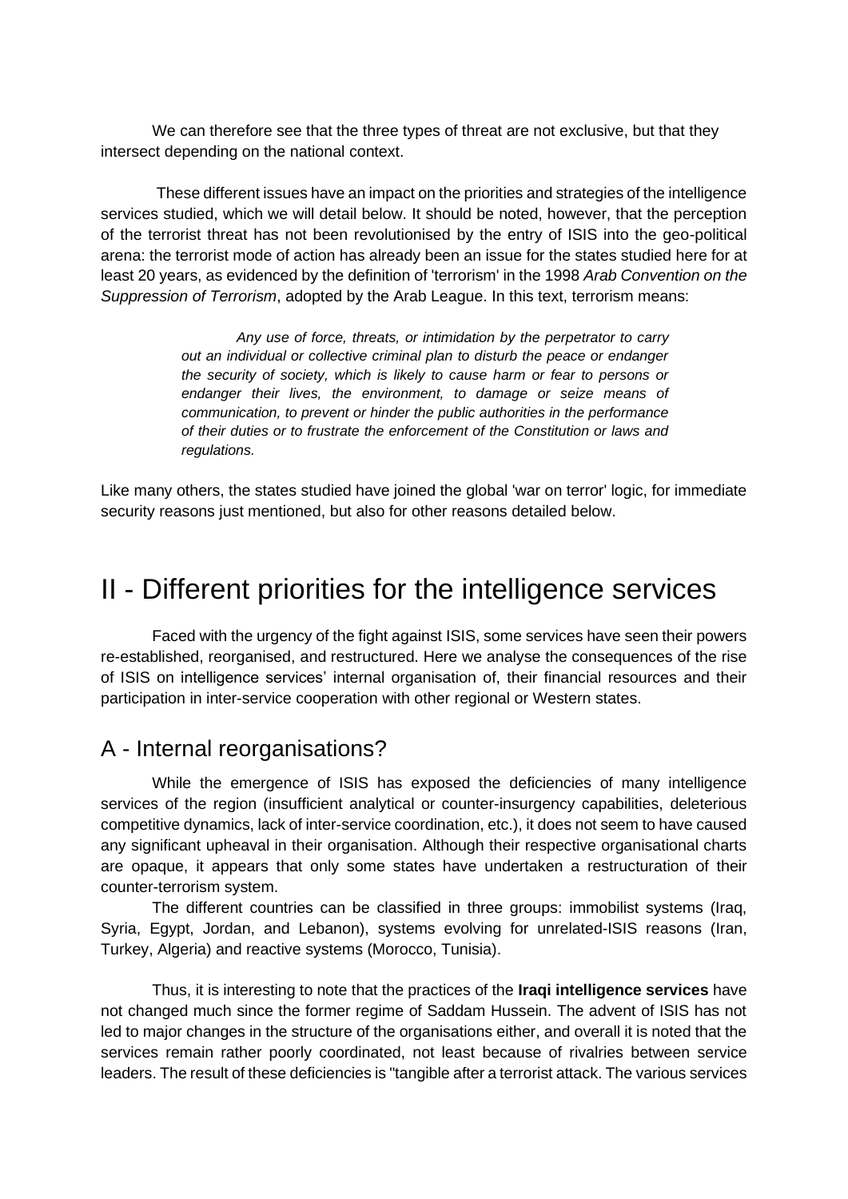We can therefore see that the three types of threat are not exclusive, but that they intersect depending on the national context.

These different issues have an impact on the priorities and strategies of the intelligence services studied, which we will detail below. It should be noted, however, that the perception of the terrorist threat has not been revolutionised by the entry of ISIS into the geo-political arena: the terrorist mode of action has already been an issue for the states studied here for at least 20 years, as evidenced by the definition of 'terrorism' in the 1998 *Arab Convention on the Suppression of Terrorism*, adopted by the Arab League. In this text, terrorism means:

> *Any use of force, threats, or intimidation by the perpetrator to carry out an individual or collective criminal plan to disturb the peace or endanger the security of society, which is likely to cause harm or fear to persons or endanger their lives, the environment, to damage or seize means of communication, to prevent or hinder the public authorities in the performance of their duties or to frustrate the enforcement of the Constitution or laws and regulations.*

Like many others, the states studied have joined the global 'war on terror' logic, for immediate security reasons just mentioned, but also for other reasons detailed below.

# II - Different priorities for the intelligence services

Faced with the urgency of the fight against ISIS, some services have seen their powers re-established, reorganised, and restructured. Here we analyse the consequences of the rise of ISIS on intelligence services' internal organisation of, their financial resources and their participation in inter-service cooperation with other regional or Western states.

## A - Internal reorganisations?

While the emergence of ISIS has exposed the deficiencies of many intelligence services of the region (insufficient analytical or counter-insurgency capabilities, deleterious competitive dynamics, lack of inter-service coordination, etc.), it does not seem to have caused any significant upheaval in their organisation. Although their respective organisational charts are opaque, it appears that only some states have undertaken a restructuration of their counter-terrorism system.

The different countries can be classified in three groups: immobilist systems (Iraq, Syria, Egypt, Jordan, and Lebanon), systems evolving for unrelated-ISIS reasons (Iran, Turkey, Algeria) and reactive systems (Morocco, Tunisia).

Thus, it is interesting to note that the practices of the **Iraqi intelligence services** have not changed much since the former regime of Saddam Hussein. The advent of ISIS has not led to major changes in the structure of the organisations either, and overall it is noted that the services remain rather poorly coordinated, not least because of rivalries between service leaders. The result of these deficiencies is "tangible after a terrorist attack. The various services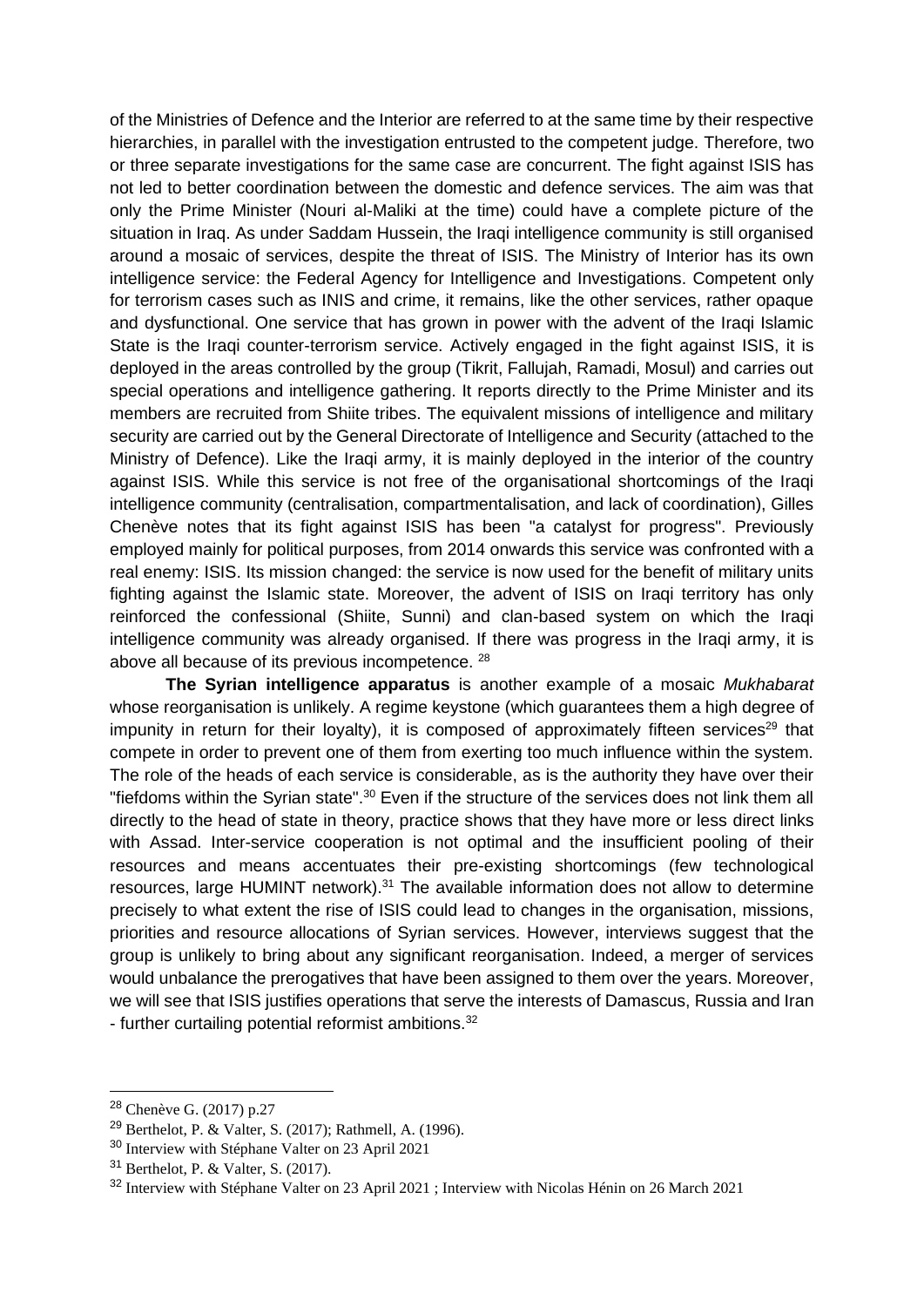of the Ministries of Defence and the Interior are referred to at the same time by their respective hierarchies, in parallel with the investigation entrusted to the competent judge. Therefore, two or three separate investigations for the same case are concurrent. The fight against ISIS has not led to better coordination between the domestic and defence services. The aim was that only the Prime Minister (Nouri al-Maliki at the time) could have a complete picture of the situation in Iraq. As under Saddam Hussein, the Iraqi intelligence community is still organised around a mosaic of services, despite the threat of ISIS. The Ministry of Interior has its own intelligence service: the Federal Agency for Intelligence and Investigations. Competent only for terrorism cases such as INIS and crime, it remains, like the other services, rather opaque and dysfunctional. One service that has grown in power with the advent of the Iraqi Islamic State is the Iraqi counter-terrorism service. Actively engaged in the fight against ISIS, it is deployed in the areas controlled by the group (Tikrit, Fallujah, Ramadi, Mosul) and carries out special operations and intelligence gathering. It reports directly to the Prime Minister and its members are recruited from Shiite tribes. The equivalent missions of intelligence and military security are carried out by the General Directorate of Intelligence and Security (attached to the Ministry of Defence). Like the Iraqi army, it is mainly deployed in the interior of the country against ISIS. While this service is not free of the organisational shortcomings of the Iraqi intelligence community (centralisation, compartmentalisation, and lack of coordination), Gilles Chenève notes that its fight against ISIS has been "a catalyst for progress". Previously employed mainly for political purposes, from 2014 onwards this service was confronted with a real enemy: ISIS. Its mission changed: the service is now used for the benefit of military units fighting against the Islamic state. Moreover, the advent of ISIS on Iraqi territory has only reinforced the confessional (Shiite, Sunni) and clan-based system on which the Iraqi intelligence community was already organised. If there was progress in the Iraqi army, it is above all because of its previous incompetence. [28]

**The Syrian intelligence apparatus** is another example of a mosaic *Mukhabarat* whose reorganisation is unlikely. A regime keystone (which guarantees them a high degree of impunity in return for their loyalty), it is composed of approximately fifteen services[29] that compete in order to prevent one of them from exerting too much influence within the system. The role of the heads of each service is considerable, as is the authority they have over their "fiefdoms within the Syrian state".[30] Even if the structure of the services does not link them all directly to the head of state in theory, practice shows that they have more or less direct links with Assad. Inter-service cooperation is not optimal and the insufficient pooling of their resources and means accentuates their pre-existing shortcomings (few technological resources, large HUMINT network).[31] The available information does not allow to determine precisely to what extent the rise of ISIS could lead to changes in the organisation, missions, priorities and resource allocations of Syrian services. However, interviews suggest that the group is unlikely to bring about any significant reorganisation. Indeed, a merger of services would unbalance the prerogatives that have been assigned to them over the years. Moreover, we will see that ISIS justifies operations that serve the interests of Damascus, Russia and Iran - further curtailing potential reformist ambitions.[32]

---

[28] Chenève G. (2017) p.27

[29] Berthelot, P. & Valter, S. (2017); Rathmell, A. (1996).

[30] Interview with Stéphane Valter on 23 April 2021

[31] Berthelot, P. & Valter, S. (2017).

[32] Interview with Stéphane Valter on 23 April 2021 ; Interview with Nicolas Hénin on 26 March 2021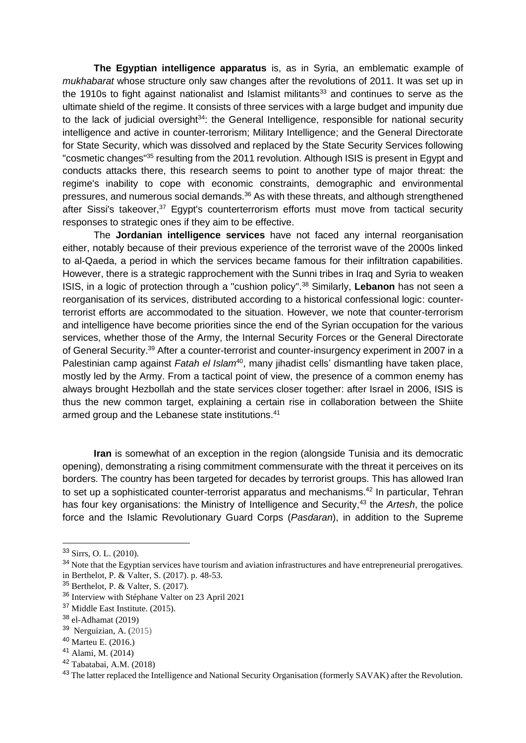**The Egyptian intelligence apparatus** is, as in Syria, an emblematic example of *mukhabarat* whose structure only saw changes after the revolutions of 2011. It was set up in the 1910s to fight against nationalist and Islamist militants[33] and continues to serve as the ultimate shield of the regime. It consists of three services with a large budget and impunity due to the lack of judicial oversight[34]: the General Intelligence, responsible for national security intelligence and active in counter-terrorism; Military Intelligence; and the General Directorate for State Security, which was dissolved and replaced by the State Security Services following "cosmetic changes"[35] resulting from the 2011 revolution. Although ISIS is present in Egypt and conducts attacks there, this research seems to point to another type of major threat: the regime's inability to cope with economic constraints, demographic and environmental pressures, and numerous social demands.[36] As with these threats, and although strengthened after Sissi's takeover,[37] Egypt's counterterrorism efforts must move from tactical security responses to strategic ones if they aim to be effective.

The **Jordanian intelligence services** have not faced any internal reorganisation either, notably because of their previous experience of the terrorist wave of the 2000s linked to al-Qaeda, a period in which the services became famous for their infiltration capabilities. However, there is a strategic rapprochement with the Sunni tribes in Iraq and Syria to weaken ISIS, in a logic of protection through a "cushion policy".[38] Similarly, **Lebanon** has not seen a reorganisation of its services, distributed according to a historical confessional logic: counter-terrorist efforts are accommodated to the situation. However, we note that counter-terrorism and intelligence have become priorities since the end of the Syrian occupation for the various services, whether those of the Army, the Internal Security Forces or the General Directorate of General Security.[39] After a counter-terrorist and counter-insurgency experiment in 2007 in a Palestinian camp against *Fatah el Islam*[40], many jihadist cells' dismantling have taken place, mostly led by the Army. From a tactical point of view, the presence of a common enemy has always brought Hezbollah and the state services closer together: after Israel in 2006, ISIS is thus the new common target, explaining a certain rise in collaboration between the Shiite armed group and the Lebanese state institutions.[41]

**Iran** is somewhat of an exception in the region (alongside Tunisia and its democratic opening), demonstrating a rising commitment commensurate with the threat it perceives on its borders. The country has been targeted for decades by terrorist groups. This has allowed Iran to set up a sophisticated counter-terrorist apparatus and mechanisms.[42] In particular, Tehran has four key organisations: the Ministry of Intelligence and Security,[43] the *Artesh*, the police force and the Islamic Revolutionary Guard Corps (*Pasdaran*), in addition to the Supreme

---

[33] Sirrs, O. L. (2010).

[34] Note that the Egyptian services have tourism and aviation infrastructures and have entrepreneurial prerogatives. in Berthelot, P. & Valter, S. (2017). p. 48-53.

[35] Berthelot, P. & Valter, S. (2017).

[36] Interview with Stéphane Valter on 23 April 2021

[37] Middle East Institute. (2015).

[38] el-Adhamat (2019)

[39] Nerguizian, A. (2015)

[40] Marteu E. (2016.)

[41] Alami, M. (2014)

[42] Tabatabai, A.M. (2018)

[43] The latter replaced the Intelligence and National Security Organisation (formerly SAVAK) after the Revolution.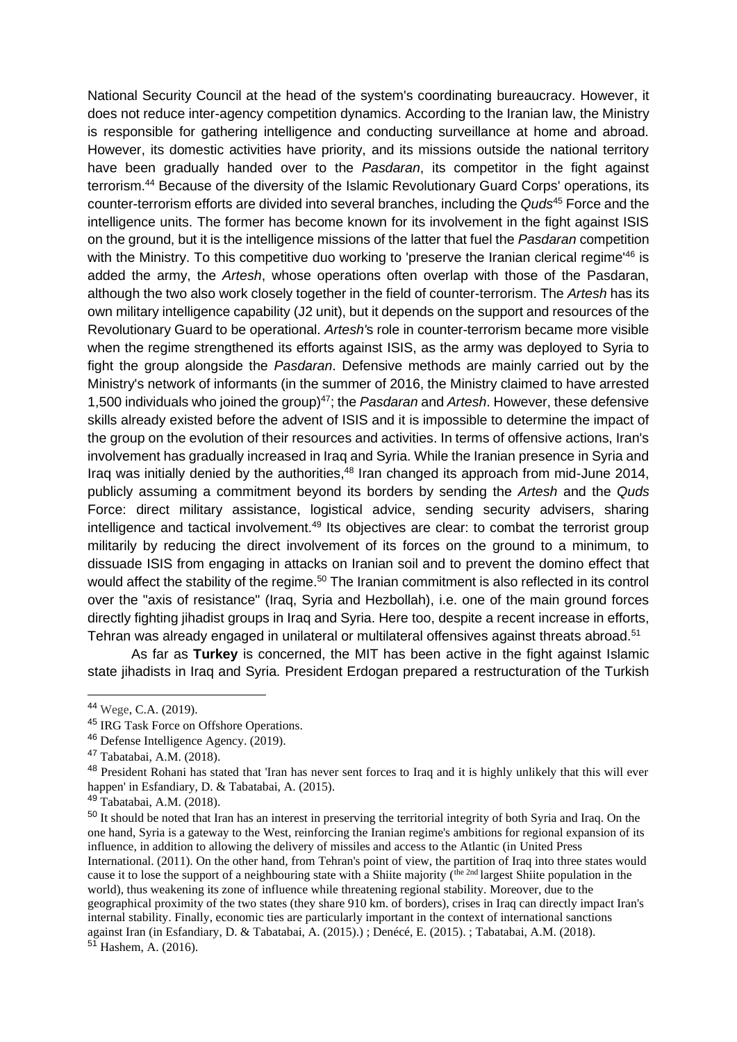National Security Council at the head of the system's coordinating bureaucracy. However, it does not reduce inter-agency competition dynamics. According to the Iranian law, the Ministry is responsible for gathering intelligence and conducting surveillance at home and abroad. However, its domestic activities have priority, and its missions outside the national territory have been gradually handed over to the *Pasdaran*, its competitor in the fight against terrorism.[44] Because of the diversity of the Islamic Revolutionary Guard Corps' operations, its counter-terrorism efforts are divided into several branches, including the *Quds*[45] Force and the intelligence units. The former has become known for its involvement in the fight against ISIS on the ground, but it is the intelligence missions of the latter that fuel the *Pasdaran* competition with the Ministry. To this competitive duo working to 'preserve the Iranian clerical regime'[46] is added the army, the *Artesh*, whose operations often overlap with those of the Pasdaran, although the two also work closely together in the field of counter-terrorism. The *Artesh* has its own military intelligence capability (J2 unit), but it depends on the support and resources of the Revolutionary Guard to be operational. *Artesh'*s role in counter-terrorism became more visible when the regime strengthened its efforts against ISIS, as the army was deployed to Syria to fight the group alongside the *Pasdaran*. Defensive methods are mainly carried out by the Ministry's network of informants (in the summer of 2016, the Ministry claimed to have arrested 1,500 individuals who joined the group)[47]; the *Pasdaran* and *Artesh*. However, these defensive skills already existed before the advent of ISIS and it is impossible to determine the impact of the group on the evolution of their resources and activities. In terms of offensive actions, Iran's involvement has gradually increased in Iraq and Syria. While the Iranian presence in Syria and Iraq was initially denied by the authorities,[48] Iran changed its approach from mid-June 2014, publicly assuming a commitment beyond its borders by sending the *Artesh* and the *Quds* Force: direct military assistance, logistical advice, sending security advisers, sharing intelligence and tactical involvement.[49] Its objectives are clear: to combat the terrorist group militarily by reducing the direct involvement of its forces on the ground to a minimum, to dissuade ISIS from engaging in attacks on Iranian soil and to prevent the domino effect that would affect the stability of the regime.[50] The Iranian commitment is also reflected in its control over the "axis of resistance" (Iraq, Syria and Hezbollah), i.e. one of the main ground forces directly fighting jihadist groups in Iraq and Syria. Here too, despite a recent increase in efforts, Tehran was already engaged in unilateral or multilateral offensives against threats abroad.[51]

As far as **Turkey** is concerned, the MIT has been active in the fight against Islamic state jihadists in Iraq and Syria. President Erdogan prepared a restructuration of the Turkish

---

[44] Wege, C.A. (2019).

[45] IRG Task Force on Offshore Operations.

[46] Defense Intelligence Agency. (2019).

[47] Tabatabai, A.M. (2018).

[48] President Rohani has stated that 'Iran has never sent forces to Iraq and it is highly unlikely that this will ever happen' in Esfandiary, D. & Tabatabai, A. (2015).

[49] Tabatabai, A.M. (2018).

[50] It should be noted that Iran has an interest in preserving the territorial integrity of both Syria and Iraq. On the one hand, Syria is a gateway to the West, reinforcing the Iranian regime's ambitions for regional expansion of its influence, in addition to allowing the delivery of missiles and access to the Atlantic (in United Press International. (2011). On the other hand, from Tehran's point of view, the partition of Iraq into three states would cause it to lose the support of a neighbouring state with a Shiite majority (the 2nd largest Shiite population in the world), thus weakening its zone of influence while threatening regional stability. Moreover, due to the geographical proximity of the two states (they share 910 km. of borders), crises in Iraq can directly impact Iran's internal stability. Finally, economic ties are particularly important in the context of international sanctions against Iran (in Esfandiary, D. & Tabatabai, A. (2015).) ; Denécé, E. (2015). ; Tabatabai, A.M. (2018).

[51] Hashem, A. (2016).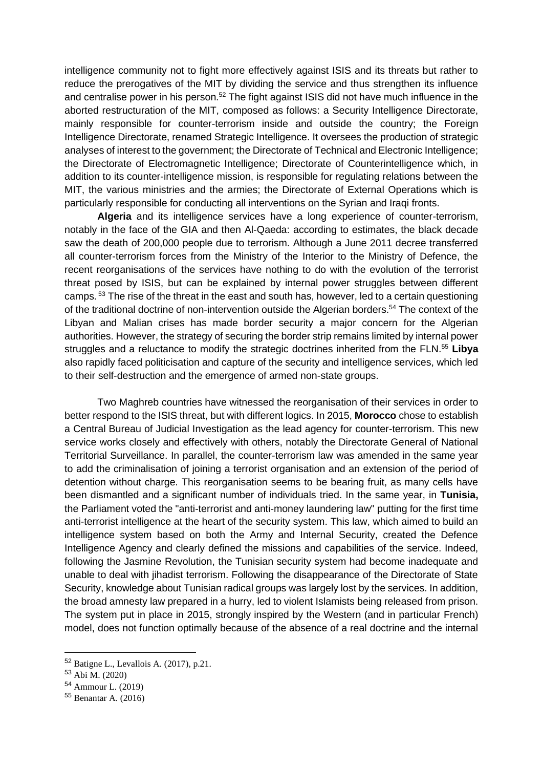intelligence community not to fight more effectively against ISIS and its threats but rather to reduce the prerogatives of the MIT by dividing the service and thus strengthen its influence and centralise power in his person.[52] The fight against ISIS did not have much influence in the aborted restructuration of the MIT, composed as follows: a Security Intelligence Directorate, mainly responsible for counter-terrorism inside and outside the country; the Foreign Intelligence Directorate, renamed Strategic Intelligence. It oversees the production of strategic analyses of interest to the government; the Directorate of Technical and Electronic Intelligence; the Directorate of Electromagnetic Intelligence; Directorate of Counterintelligence which, in addition to its counter-intelligence mission, is responsible for regulating relations between the MIT, the various ministries and the armies; the Directorate of External Operations which is particularly responsible for conducting all interventions on the Syrian and Iraqi fronts.

**Algeria** and its intelligence services have a long experience of counter-terrorism, notably in the face of the GIA and then Al-Qaeda: according to estimates, the black decade saw the death of 200,000 people due to terrorism. Although a June 2011 decree transferred all counter-terrorism forces from the Ministry of the Interior to the Ministry of Defence, the recent reorganisations of the services have nothing to do with the evolution of the terrorist threat posed by ISIS, but can be explained by internal power struggles between different camps.[53] The rise of the threat in the east and south has, however, led to a certain questioning of the traditional doctrine of non-intervention outside the Algerian borders.[54] The context of the Libyan and Malian crises has made border security a major concern for the Algerian authorities. However, the strategy of securing the border strip remains limited by internal power struggles and a reluctance to modify the strategic doctrines inherited from the FLN.[55] **Libya** also rapidly faced politicisation and capture of the security and intelligence services, which led to their self-destruction and the emergence of armed non-state groups.

Two Maghreb countries have witnessed the reorganisation of their services in order to better respond to the ISIS threat, but with different logics. In 2015, **Morocco** chose to establish a Central Bureau of Judicial Investigation as the lead agency for counter-terrorism. This new service works closely and effectively with others, notably the Directorate General of National Territorial Surveillance. In parallel, the counter-terrorism law was amended in the same year to add the criminalisation of joining a terrorist organisation and an extension of the period of detention without charge. This reorganisation seems to be bearing fruit, as many cells have been dismantled and a significant number of individuals tried. In the same year, in **Tunisia,** the Parliament voted the "anti-terrorist and anti-money laundering law" putting for the first time anti-terrorist intelligence at the heart of the security system. This law, which aimed to build an intelligence system based on both the Army and Internal Security, created the Defence Intelligence Agency and clearly defined the missions and capabilities of the service. Indeed, following the Jasmine Revolution, the Tunisian security system had become inadequate and unable to deal with jihadist terrorism. Following the disappearance of the Directorate of State Security, knowledge about Tunisian radical groups was largely lost by the services. In addition, the broad amnesty law prepared in a hurry, led to violent Islamists being released from prison. The system put in place in 2015, strongly inspired by the Western (and in particular French) model, does not function optimally because of the absence of a real doctrine and the internal

[52] Batigne L., Levallois A. (2017), p.21.

[53] Abi M. (2020)

[54] Ammour L. (2019)

[55] Benantar A. (2016)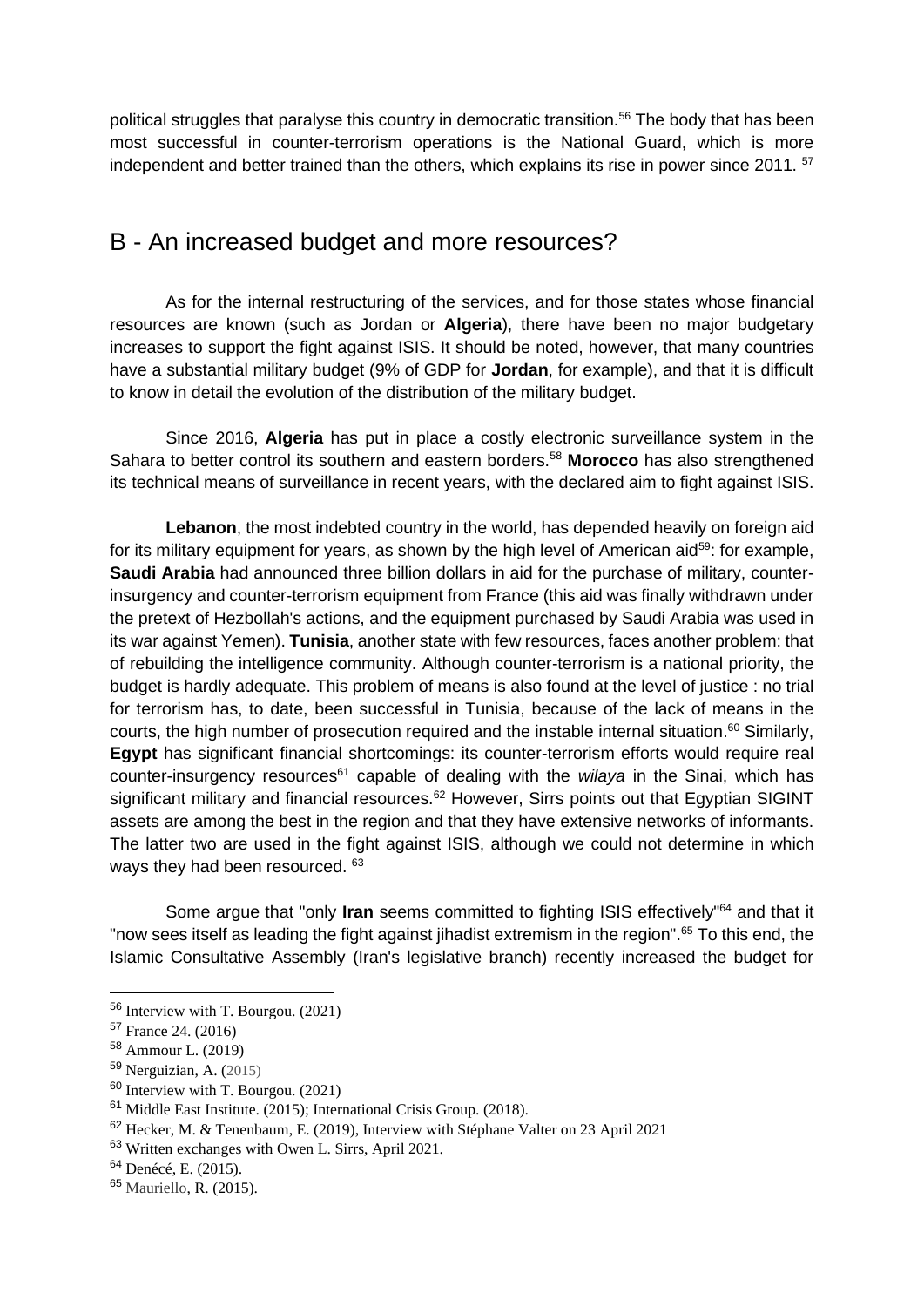political struggles that paralyse this country in democratic transition.[56] The body that has been most successful in counter-terrorism operations is the National Guard, which is more independent and better trained than the others, which explains its rise in power since 2011. [57]

## B - An increased budget and more resources?

As for the internal restructuring of the services, and for those states whose financial resources are known (such as Jordan or **Algeria**), there have been no major budgetary increases to support the fight against ISIS. It should be noted, however, that many countries have a substantial military budget (9% of GDP for **Jordan**, for example), and that it is difficult to know in detail the evolution of the distribution of the military budget.

Since 2016, **Algeria** has put in place a costly electronic surveillance system in the Sahara to better control its southern and eastern borders.[58] **Morocco** has also strengthened its technical means of surveillance in recent years, with the declared aim to fight against ISIS.

**Lebanon**, the most indebted country in the world, has depended heavily on foreign aid for its military equipment for years, as shown by the high level of American aid[59]: for example, **Saudi Arabia** had announced three billion dollars in aid for the purchase of military, counter-insurgency and counter-terrorism equipment from France (this aid was finally withdrawn under the pretext of Hezbollah's actions, and the equipment purchased by Saudi Arabia was used in its war against Yemen). **Tunisia**, another state with few resources, faces another problem: that of rebuilding the intelligence community. Although counter-terrorism is a national priority, the budget is hardly adequate. This problem of means is also found at the level of justice : no trial for terrorism has, to date, been successful in Tunisia, because of the lack of means in the courts, the high number of prosecution required and the instable internal situation.[60] Similarly, **Egypt** has significant financial shortcomings: its counter-terrorism efforts would require real counter-insurgency resources[61] capable of dealing with the *wilaya* in the Sinai, which has significant military and financial resources.[62] However, Sirrs points out that Egyptian SIGINT assets are among the best in the region and that they have extensive networks of informants. The latter two are used in the fight against ISIS, although we could not determine in which ways they had been resourced. [63]

Some argue that "only **Iran** seems committed to fighting ISIS effectively"[64] and that it "now sees itself as leading the fight against jihadist extremism in the region".[65] To this end, the Islamic Consultative Assembly (Iran's legislative branch) recently increased the budget for

---

[56] Interview with T. Bourgou. (2021)

[57] France 24. (2016)

[58] Ammour L. (2019)

[59] Nerguizian, A. (2015)

[60] Interview with T. Bourgou. (2021)

[61] Middle East Institute. (2015); International Crisis Group. (2018).

[62] Hecker, M. & Tenenbaum, E. (2019), Interview with Stéphane Valter on 23 April 2021

[63] Written exchanges with Owen L. Sirrs, April 2021.

[64] Denécé, E. (2015).

[65] Mauriello, R. (2015).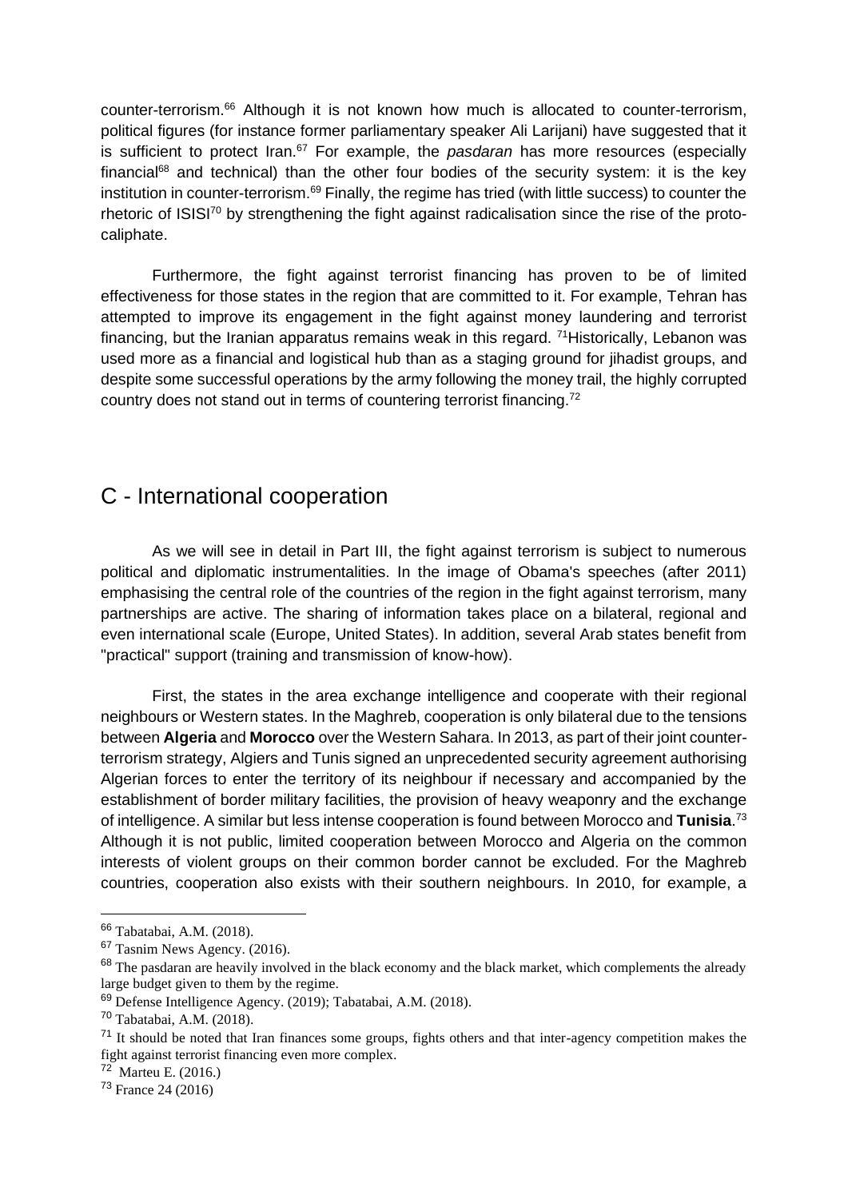counter-terrorism.[66] Although it is not known how much is allocated to counter-terrorism, political figures (for instance former parliamentary speaker Ali Larijani) have suggested that it is sufficient to protect Iran.[67] For example, the *pasdaran* has more resources (especially financial[68] and technical) than the other four bodies of the security system: it is the key institution in counter-terrorism.[69] Finally, the regime has tried (with little success) to counter the rhetoric of ISISI[70] by strengthening the fight against radicalisation since the rise of the proto-caliphate.

Furthermore, the fight against terrorist financing has proven to be of limited effectiveness for those states in the region that are committed to it. For example, Tehran has attempted to improve its engagement in the fight against money laundering and terrorist financing, but the Iranian apparatus remains weak in this regard. [71]Historically, Lebanon was used more as a financial and logistical hub than as a staging ground for jihadist groups, and despite some successful operations by the army following the money trail, the highly corrupted country does not stand out in terms of countering terrorist financing.[72]

## C - International cooperation

As we will see in detail in Part III, the fight against terrorism is subject to numerous political and diplomatic instrumentalities. In the image of Obama's speeches (after 2011) emphasising the central role of the countries of the region in the fight against terrorism, many partnerships are active. The sharing of information takes place on a bilateral, regional and even international scale (Europe, United States). In addition, several Arab states benefit from "practical" support (training and transmission of know-how).

First, the states in the area exchange intelligence and cooperate with their regional neighbours or Western states. In the Maghreb, cooperation is only bilateral due to the tensions between **Algeria** and **Morocco** over the Western Sahara. In 2013, as part of their joint counter-terrorism strategy, Algiers and Tunis signed an unprecedented security agreement authorising Algerian forces to enter the territory of its neighbour if necessary and accompanied by the establishment of border military facilities, the provision of heavy weaponry and the exchange of intelligence. A similar but less intense cooperation is found between Morocco and **Tunisia**.[73] Although it is not public, limited cooperation between Morocco and Algeria on the common interests of violent groups on their common border cannot be excluded. For the Maghreb countries, cooperation also exists with their southern neighbours. In 2010, for example, a

---

[66] Tabatabai, A.M. (2018).

[67] Tasnim News Agency. (2016).

[68] The pasdaran are heavily involved in the black economy and the black market, which complements the already large budget given to them by the regime.

[69] Defense Intelligence Agency. (2019); Tabatabai, A.M. (2018).

[70] Tabatabai, A.M. (2018).

[71] It should be noted that Iran finances some groups, fights others and that inter-agency competition makes the fight against terrorist financing even more complex.

[72] Marteu E. (2016.)

[73] France 24 (2016)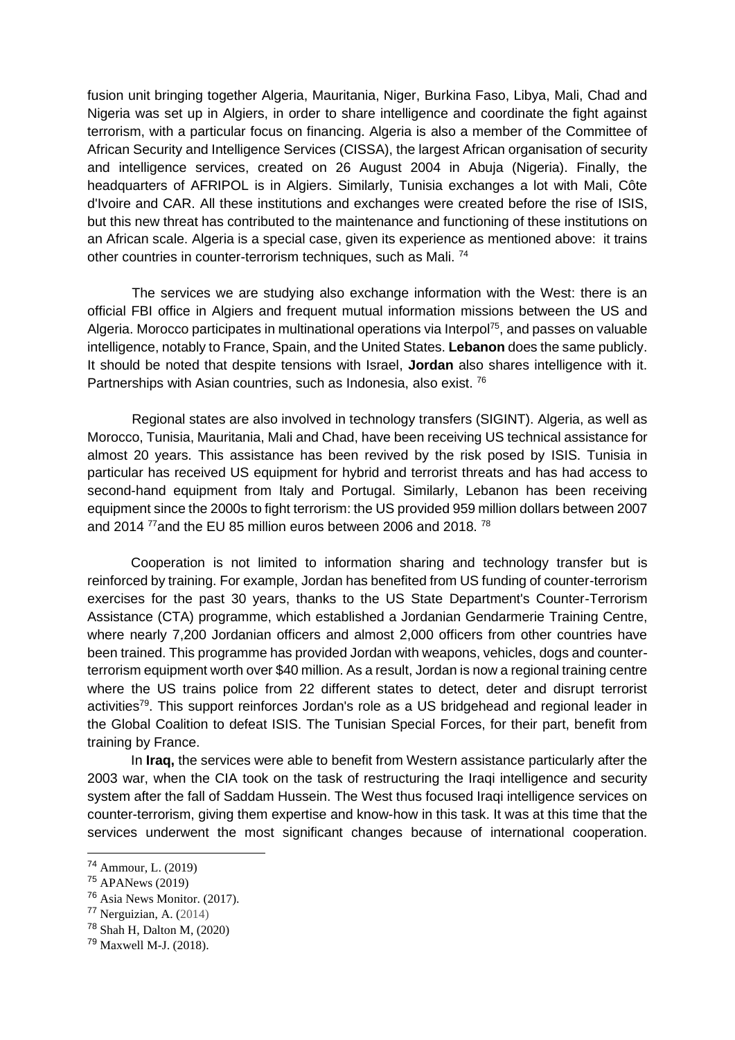fusion unit bringing together Algeria, Mauritania, Niger, Burkina Faso, Libya, Mali, Chad and Nigeria was set up in Algiers, in order to share intelligence and coordinate the fight against terrorism, with a particular focus on financing. Algeria is also a member of the Committee of African Security and Intelligence Services (CISSA), the largest African organisation of security and intelligence services, created on 26 August 2004 in Abuja (Nigeria). Finally, the headquarters of AFRIPOL is in Algiers. Similarly, Tunisia exchanges a lot with Mali, Côte d'Ivoire and CAR. All these institutions and exchanges were created before the rise of ISIS, but this new threat has contributed to the maintenance and functioning of these institutions on an African scale. Algeria is a special case, given its experience as mentioned above: it trains other countries in counter-terrorism techniques, such as Mali. [74]

The services we are studying also exchange information with the West: there is an official FBI office in Algiers and frequent mutual information missions between the US and Algeria. Morocco participates in multinational operations via Interpol[75], and passes on valuable intelligence, notably to France, Spain, and the United States. **Lebanon** does the same publicly. It should be noted that despite tensions with Israel, **Jordan** also shares intelligence with it. Partnerships with Asian countries, such as Indonesia, also exist. [76]

Regional states are also involved in technology transfers (SIGINT). Algeria, as well as Morocco, Tunisia, Mauritania, Mali and Chad, have been receiving US technical assistance for almost 20 years. This assistance has been revived by the risk posed by ISIS. Tunisia in particular has received US equipment for hybrid and terrorist threats and has had access to second-hand equipment from Italy and Portugal. Similarly, Lebanon has been receiving equipment since the 2000s to fight terrorism: the US provided 959 million dollars between 2007 and 2014 [77]and the EU 85 million euros between 2006 and 2018. [78]

Cooperation is not limited to information sharing and technology transfer but is reinforced by training. For example, Jordan has benefited from US funding of counter-terrorism exercises for the past 30 years, thanks to the US State Department's Counter-Terrorism Assistance (CTA) programme, which established a Jordanian Gendarmerie Training Centre, where nearly 7,200 Jordanian officers and almost 2,000 officers from other countries have been trained. This programme has provided Jordan with weapons, vehicles, dogs and counter-terrorism equipment worth over $40 million. As a result, Jordan is now a regional training centre where the US trains police from 22 different states to detect, deter and disrupt terrorist activities[79]. This support reinforces Jordan's role as a US bridgehead and regional leader in the Global Coalition to defeat ISIS. The Tunisian Special Forces, for their part, benefit from training by France.

In **Iraq,** the services were able to benefit from Western assistance particularly after the 2003 war, when the CIA took on the task of restructuring the Iraqi intelligence and security system after the fall of Saddam Hussein. The West thus focused Iraqi intelligence services on counter-terrorism, giving them expertise and know-how in this task. It was at this time that the services underwent the most significant changes because of international cooperation.

---

[74] Ammour, L. (2019)

[75] APANews (2019)

[76] Asia News Monitor. (2017).

[77] Nerguizian, A. (2014)

[78] Shah H, Dalton M, (2020)

[79] Maxwell M-J. (2018).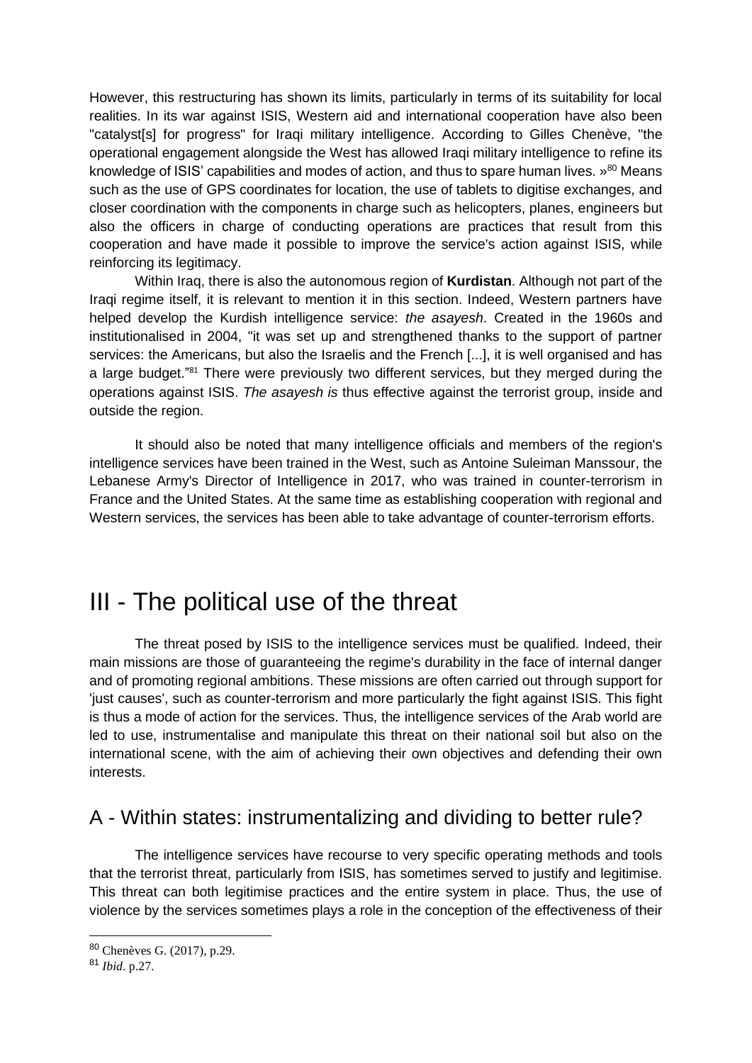However, this restructuring has shown its limits, particularly in terms of its suitability for local realities. In its war against ISIS, Western aid and international cooperation have also been "catalyst[s] for progress" for Iraqi military intelligence. According to Gilles Chenève, "the operational engagement alongside the West has allowed Iraqi military intelligence to refine its knowledge of ISIS' capabilities and modes of action, and thus to spare human lives. »[80] Means such as the use of GPS coordinates for location, the use of tablets to digitise exchanges, and closer coordination with the components in charge such as helicopters, planes, engineers but also the officers in charge of conducting operations are practices that result from this cooperation and have made it possible to improve the service's action against ISIS, while reinforcing its legitimacy.

Within Iraq, there is also the autonomous region of **Kurdistan**. Although not part of the Iraqi regime itself, it is relevant to mention it in this section. Indeed, Western partners have helped develop the Kurdish intelligence service: *the asayesh*. Created in the 1960s and institutionalised in 2004, "it was set up and strengthened thanks to the support of partner services: the Americans, but also the Israelis and the French [...], it is well organised and has a large budget."[81] There were previously two different services, but they merged during the operations against ISIS. *The asayesh is* thus effective against the terrorist group, inside and outside the region.

It should also be noted that many intelligence officials and members of the region's intelligence services have been trained in the West, such as Antoine Suleiman Manssour, the Lebanese Army's Director of Intelligence in 2017, who was trained in counter-terrorism in France and the United States. At the same time as establishing cooperation with regional and Western services, the services has been able to take advantage of counter-terrorism efforts.

# III - The political use of the threat

The threat posed by ISIS to the intelligence services must be qualified. Indeed, their main missions are those of guaranteeing the regime's durability in the face of internal danger and of promoting regional ambitions. These missions are often carried out through support for 'just causes', such as counter-terrorism and more particularly the fight against ISIS. This fight is thus a mode of action for the services. Thus, the intelligence services of the Arab world are led to use, instrumentalise and manipulate this threat on their national soil but also on the international scene, with the aim of achieving their own objectives and defending their own interests.

## A - Within states: instrumentalizing and dividing to better rule?

The intelligence services have recourse to very specific operating methods and tools that the terrorist threat, particularly from ISIS, has sometimes served to justify and legitimise. This threat can both legitimise practices and the entire system in place. Thus, the use of violence by the services sometimes plays a role in the conception of the effectiveness of their

[80] Chenèves G. (2017), p.29.

[81] *Ibid*. p.27.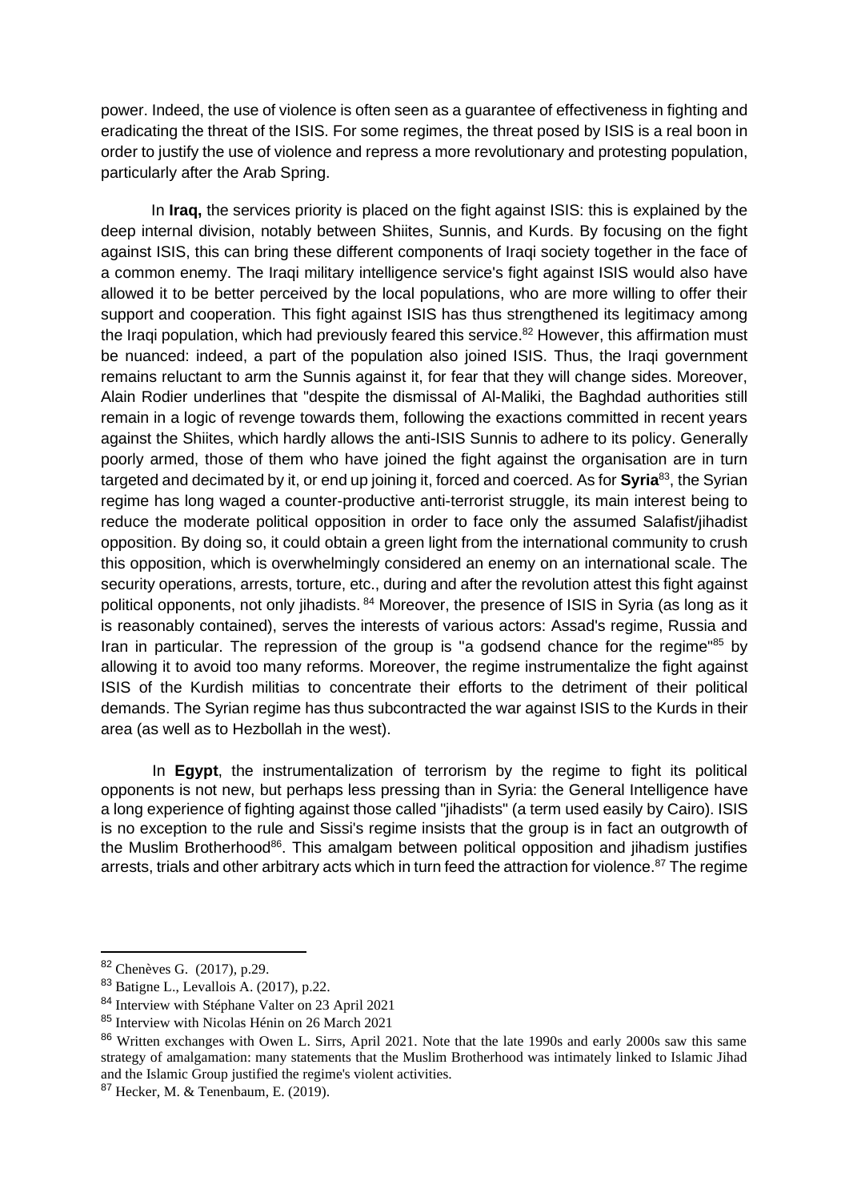power. Indeed, the use of violence is often seen as a guarantee of effectiveness in fighting and eradicating the threat of the ISIS. For some regimes, the threat posed by ISIS is a real boon in order to justify the use of violence and repress a more revolutionary and protesting population, particularly after the Arab Spring.

In **Iraq,** the services priority is placed on the fight against ISIS: this is explained by the deep internal division, notably between Shiites, Sunnis, and Kurds. By focusing on the fight against ISIS, this can bring these different components of Iraqi society together in the face of a common enemy. The Iraqi military intelligence service's fight against ISIS would also have allowed it to be better perceived by the local populations, who are more willing to offer their support and cooperation. This fight against ISIS has thus strengthened its legitimacy among the Iraqi population, which had previously feared this service.[82] However, this affirmation must be nuanced: indeed, a part of the population also joined ISIS. Thus, the Iraqi government remains reluctant to arm the Sunnis against it, for fear that they will change sides. Moreover, Alain Rodier underlines that "despite the dismissal of Al-Maliki, the Baghdad authorities still remain in a logic of revenge towards them, following the exactions committed in recent years against the Shiites, which hardly allows the anti-ISIS Sunnis to adhere to its policy. Generally poorly armed, those of them who have joined the fight against the organisation are in turn targeted and decimated by it, or end up joining it, forced and coerced. As for **Syria**[83], the Syrian regime has long waged a counter-productive anti-terrorist struggle, its main interest being to reduce the moderate political opposition in order to face only the assumed Salafist/jihadist opposition. By doing so, it could obtain a green light from the international community to crush this opposition, which is overwhelmingly considered an enemy on an international scale. The security operations, arrests, torture, etc., during and after the revolution attest this fight against political opponents, not only jihadists.[84] Moreover, the presence of ISIS in Syria (as long as it is reasonably contained), serves the interests of various actors: Assad's regime, Russia and Iran in particular. The repression of the group is "a godsend chance for the regime"[85] by allowing it to avoid too many reforms. Moreover, the regime instrumentalize the fight against ISIS of the Kurdish militias to concentrate their efforts to the detriment of their political demands. The Syrian regime has thus subcontracted the war against ISIS to the Kurds in their area (as well as to Hezbollah in the west).

In **Egypt**, the instrumentalization of terrorism by the regime to fight its political opponents is not new, but perhaps less pressing than in Syria: the General Intelligence have a long experience of fighting against those called "jihadists" (a term used easily by Cairo). ISIS is no exception to the rule and Sissi's regime insists that the group is in fact an outgrowth of the Muslim Brotherhood[86]. This amalgam between political opposition and jihadism justifies arrests, trials and other arbitrary acts which in turn feed the attraction for violence.[87] The regime

---

[82] Chenèves G. (2017), p.29.

[83] Batigne L., Levallois A. (2017), p.22.

[84] Interview with Stéphane Valter on 23 April 2021

[85] Interview with Nicolas Hénin on 26 March 2021

[86] Written exchanges with Owen L. Sirrs, April 2021. Note that the late 1990s and early 2000s saw this same strategy of amalgamation: many statements that the Muslim Brotherhood was intimately linked to Islamic Jihad and the Islamic Group justified the regime's violent activities.

[87] Hecker, M. & Tenenbaum, E. (2019).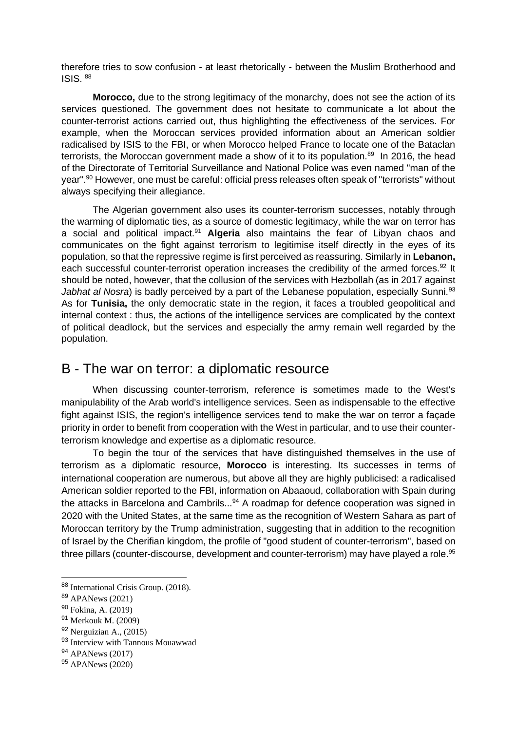therefore tries to sow confusion - at least rhetorically - between the Muslim Brotherhood and ISIS. [88]

**Morocco,** due to the strong legitimacy of the monarchy, does not see the action of its services questioned. The government does not hesitate to communicate a lot about the counter-terrorist actions carried out, thus highlighting the effectiveness of the services. For example, when the Moroccan services provided information about an American soldier radicalised by ISIS to the FBI, or when Morocco helped France to locate one of the Bataclan terrorists, the Moroccan government made a show of it to its population.[89] In 2016, the head of the Directorate of Territorial Surveillance and National Police was even named "man of the year".[90] However, one must be careful: official press releases often speak of "terrorists" without always specifying their allegiance.

The Algerian government also uses its counter-terrorism successes, notably through the warming of diplomatic ties, as a source of domestic legitimacy, while the war on terror has a social and political impact.[91] **Algeria** also maintains the fear of Libyan chaos and communicates on the fight against terrorism to legitimise itself directly in the eyes of its population, so that the repressive regime is first perceived as reassuring. Similarly in **Lebanon,** each successful counter-terrorist operation increases the credibility of the armed forces.[92] It should be noted, however, that the collusion of the services with Hezbollah (as in 2017 against *Jabhat al Nosra*) is badly perceived by a part of the Lebanese population, especially Sunni.[93] As for **Tunisia,** the only democratic state in the region, it faces a troubled geopolitical and internal context : thus, the actions of the intelligence services are complicated by the context of political deadlock, but the services and especially the army remain well regarded by the population.

## B - The war on terror: a diplomatic resource

When discussing counter-terrorism, reference is sometimes made to the West's manipulability of the Arab world's intelligence services. Seen as indispensable to the effective fight against ISIS, the region's intelligence services tend to make the war on terror a façade priority in order to benefit from cooperation with the West in particular, and to use their counter-terrorism knowledge and expertise as a diplomatic resource.

To begin the tour of the services that have distinguished themselves in the use of terrorism as a diplomatic resource, **Morocco** is interesting. Its successes in terms of international cooperation are numerous, but above all they are highly publicised: a radicalised American soldier reported to the FBI, information on Abaaoud, collaboration with Spain during the attacks in Barcelona and Cambrils...[94] A roadmap for defence cooperation was signed in 2020 with the United States, at the same time as the recognition of Western Sahara as part of Moroccan territory by the Trump administration, suggesting that in addition to the recognition of Israel by the Cherifian kingdom, the profile of "good student of counter-terrorism", based on three pillars (counter-discourse, development and counter-terrorism) may have played a role.[95]

---

[88] International Crisis Group. (2018).
[89] APANews (2021)
[90] Fokina, A. (2019)
[91] Merkouk M. (2009)
[92] Nerguizian A., (2015)
[93] Interview with Tannous Mouawwad
[94] APANews (2017)
[95] APANews (2020)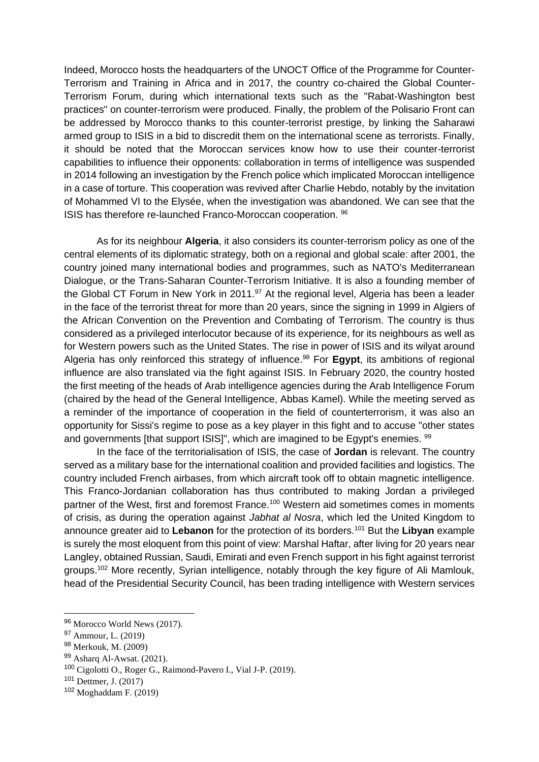Indeed, Morocco hosts the headquarters of the UNOCT Office of the Programme for Counter-Terrorism and Training in Africa and in 2017, the country co-chaired the Global Counter-Terrorism Forum, during which international texts such as the "Rabat-Washington best practices" on counter-terrorism were produced. Finally, the problem of the Polisario Front can be addressed by Morocco thanks to this counter-terrorist prestige, by linking the Saharawi armed group to ISIS in a bid to discredit them on the international scene as terrorists. Finally, it should be noted that the Moroccan services know how to use their counter-terrorist capabilities to influence their opponents: collaboration in terms of intelligence was suspended in 2014 following an investigation by the French police which implicated Moroccan intelligence in a case of torture. This cooperation was revived after Charlie Hebdo, notably by the invitation of Mohammed VI to the Elysée, when the investigation was abandoned. We can see that the ISIS has therefore re-launched Franco-Moroccan cooperation. [96]

As for its neighbour **Algeria**, it also considers its counter-terrorism policy as one of the central elements of its diplomatic strategy, both on a regional and global scale: after 2001, the country joined many international bodies and programmes, such as NATO's Mediterranean Dialogue, or the Trans-Saharan Counter-Terrorism Initiative. It is also a founding member of the Global CT Forum in New York in 2011.[97] At the regional level, Algeria has been a leader in the face of the terrorist threat for more than 20 years, since the signing in 1999 in Algiers of the African Convention on the Prevention and Combating of Terrorism. The country is thus considered as a privileged interlocutor because of its experience, for its neighbours as well as for Western powers such as the United States. The rise in power of ISIS and its wilyat around Algeria has only reinforced this strategy of influence.[98] For **Egypt**, its ambitions of regional influence are also translated via the fight against ISIS. In February 2020, the country hosted the first meeting of the heads of Arab intelligence agencies during the Arab Intelligence Forum (chaired by the head of the General Intelligence, Abbas Kamel). While the meeting served as a reminder of the importance of cooperation in the field of counterterrorism, it was also an opportunity for Sissi's regime to pose as a key player in this fight and to accuse "other states and governments [that support ISIS]", which are imagined to be Egypt's enemies. [99]

In the face of the territorialisation of ISIS, the case of **Jordan** is relevant. The country served as a military base for the international coalition and provided facilities and logistics. The country included French airbases, from which aircraft took off to obtain magnetic intelligence. This Franco-Jordanian collaboration has thus contributed to making Jordan a privileged partner of the West, first and foremost France.[100] Western aid sometimes comes in moments of crisis, as during the operation against *Jabhat al Nosra*, which led the United Kingdom to announce greater aid to **Lebanon** for the protection of its borders.[101] But the **Libyan** example is surely the most eloquent from this point of view: Marshal Haftar, after living for 20 years near Langley, obtained Russian, Saudi, Emirati and even French support in his fight against terrorist groups.[102] More recently, Syrian intelligence, notably through the key figure of Ali Mamlouk, head of the Presidential Security Council, has been trading intelligence with Western services

---

[96] Morocco World News (2017).

[97] Ammour, L. (2019)

[98] Merkouk, M. (2009)

[99] Asharq Al-Awsat. (2021).

[100] Cigolotti O., Roger G., Raimond-Pavero I., Vial J-P. (2019).

[101] Dettmer, J. (2017)

[102] Moghaddam F. (2019)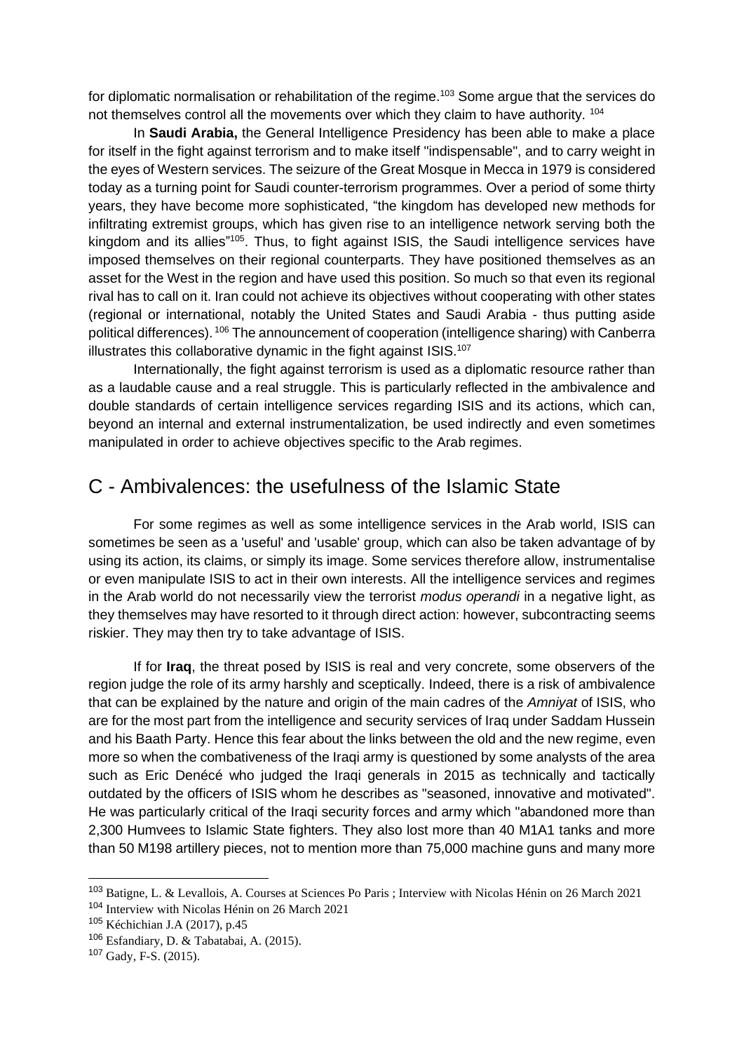for diplomatic normalisation or rehabilitation of the regime.[103] Some argue that the services do not themselves control all the movements over which they claim to have authority. [104]

In **Saudi Arabia,** the General Intelligence Presidency has been able to make a place for itself in the fight against terrorism and to make itself "indispensable", and to carry weight in the eyes of Western services. The seizure of the Great Mosque in Mecca in 1979 is considered today as a turning point for Saudi counter-terrorism programmes. Over a period of some thirty years, they have become more sophisticated, "the kingdom has developed new methods for infiltrating extremist groups, which has given rise to an intelligence network serving both the kingdom and its allies"[105]. Thus, to fight against ISIS, the Saudi intelligence services have imposed themselves on their regional counterparts. They have positioned themselves as an asset for the West in the region and have used this position. So much so that even its regional rival has to call on it. Iran could not achieve its objectives without cooperating with other states (regional or international, notably the United States and Saudi Arabia - thus putting aside political differences). [106] The announcement of cooperation (intelligence sharing) with Canberra illustrates this collaborative dynamic in the fight against ISIS.[107]

Internationally, the fight against terrorism is used as a diplomatic resource rather than as a laudable cause and a real struggle. This is particularly reflected in the ambivalence and double standards of certain intelligence services regarding ISIS and its actions, which can, beyond an internal and external instrumentalization, be used indirectly and even sometimes manipulated in order to achieve objectives specific to the Arab regimes.

## C - Ambivalences: the usefulness of the Islamic State

For some regimes as well as some intelligence services in the Arab world, ISIS can sometimes be seen as a 'useful' and 'usable' group, which can also be taken advantage of by using its action, its claims, or simply its image. Some services therefore allow, instrumentalise or even manipulate ISIS to act in their own interests. All the intelligence services and regimes in the Arab world do not necessarily view the terrorist *modus operandi* in a negative light, as they themselves may have resorted to it through direct action: however, subcontracting seems riskier. They may then try to take advantage of ISIS.

If for **Iraq**, the threat posed by ISIS is real and very concrete, some observers of the region judge the role of its army harshly and sceptically. Indeed, there is a risk of ambivalence that can be explained by the nature and origin of the main cadres of the *Amniyat* of ISIS, who are for the most part from the intelligence and security services of Iraq under Saddam Hussein and his Baath Party. Hence this fear about the links between the old and the new regime, even more so when the combativeness of the Iraqi army is questioned by some analysts of the area such as Eric Denécé who judged the Iraqi generals in 2015 as technically and tactically outdated by the officers of ISIS whom he describes as "seasoned, innovative and motivated". He was particularly critical of the Iraqi security forces and army which "abandoned more than 2,300 Humvees to Islamic State fighters. They also lost more than 40 M1A1 tanks and more than 50 M198 artillery pieces, not to mention more than 75,000 machine guns and many more

---

[103] Batigne, L. & Levallois, A. Courses at Sciences Po Paris ; Interview with Nicolas Hénin on 26 March 2021

[104] Interview with Nicolas Hénin on 26 March 2021

[105] Kéchichian J.A (2017), p.45

[106] Esfandiary, D. & Tabatabai, A. (2015).

[107] Gady, F-S. (2015).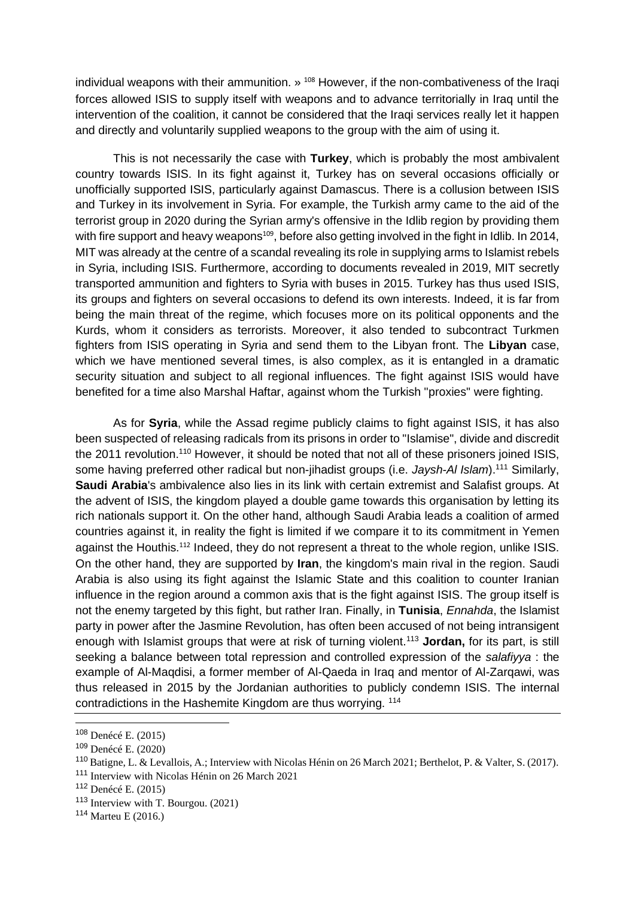individual weapons with their ammunition. » [108] However, if the non-combativeness of the Iraqi forces allowed ISIS to supply itself with weapons and to advance territorially in Iraq until the intervention of the coalition, it cannot be considered that the Iraqi services really let it happen and directly and voluntarily supplied weapons to the group with the aim of using it.

This is not necessarily the case with **Turkey**, which is probably the most ambivalent country towards ISIS. In its fight against it, Turkey has on several occasions officially or unofficially supported ISIS, particularly against Damascus. There is a collusion between ISIS and Turkey in its involvement in Syria. For example, the Turkish army came to the aid of the terrorist group in 2020 during the Syrian army's offensive in the Idlib region by providing them with fire support and heavy weapons[109], before also getting involved in the fight in Idlib. In 2014, MIT was already at the centre of a scandal revealing its role in supplying arms to Islamist rebels in Syria, including ISIS. Furthermore, according to documents revealed in 2019, MIT secretly transported ammunition and fighters to Syria with buses in 2015. Turkey has thus used ISIS, its groups and fighters on several occasions to defend its own interests. Indeed, it is far from being the main threat of the regime, which focuses more on its political opponents and the Kurds, whom it considers as terrorists. Moreover, it also tended to subcontract Turkmen fighters from ISIS operating in Syria and send them to the Libyan front. The **Libyan** case, which we have mentioned several times, is also complex, as it is entangled in a dramatic security situation and subject to all regional influences. The fight against ISIS would have benefited for a time also Marshal Haftar, against whom the Turkish "proxies" were fighting.

As for **Syria**, while the Assad regime publicly claims to fight against ISIS, it has also been suspected of releasing radicals from its prisons in order to "Islamise", divide and discredit the 2011 revolution.[110] However, it should be noted that not all of these prisoners joined ISIS, some having preferred other radical but non-jihadist groups (i.e. *Jaysh-Al Islam*).[111] Similarly, **Saudi Arabia**'s ambivalence also lies in its link with certain extremist and Salafist groups. At the advent of ISIS, the kingdom played a double game towards this organisation by letting its rich nationals support it. On the other hand, although Saudi Arabia leads a coalition of armed countries against it, in reality the fight is limited if we compare it to its commitment in Yemen against the Houthis.[112] Indeed, they do not represent a threat to the whole region, unlike ISIS. On the other hand, they are supported by **Iran**, the kingdom's main rival in the region. Saudi Arabia is also using its fight against the Islamic State and this coalition to counter Iranian influence in the region around a common axis that is the fight against ISIS. The group itself is not the enemy targeted by this fight, but rather Iran. Finally, in **Tunisia**, *Ennahda*, the Islamist party in power after the Jasmine Revolution, has often been accused of not being intransigent enough with Islamist groups that were at risk of turning violent.[113] **Jordan,** for its part, is still seeking a balance between total repression and controlled expression of the *salafiyya* : the example of Al-Maqdisi, a former member of Al-Qaeda in Iraq and mentor of Al-Zarqawi, was thus released in 2015 by the Jordanian authorities to publicly condemn ISIS. The internal contradictions in the Hashemite Kingdom are thus worrying. [114]

---

[108] Denécé E. (2015)

[109] Denécé E. (2020)

[110] Batigne, L. & Levallois, A.; Interview with Nicolas Hénin on 26 March 2021; Berthelot, P. & Valter, S. (2017).

[111] Interview with Nicolas Hénin on 26 March 2021

[112] Denécé E. (2015)

[113] Interview with T. Bourgou. (2021)

[114] Marteu E (2016.)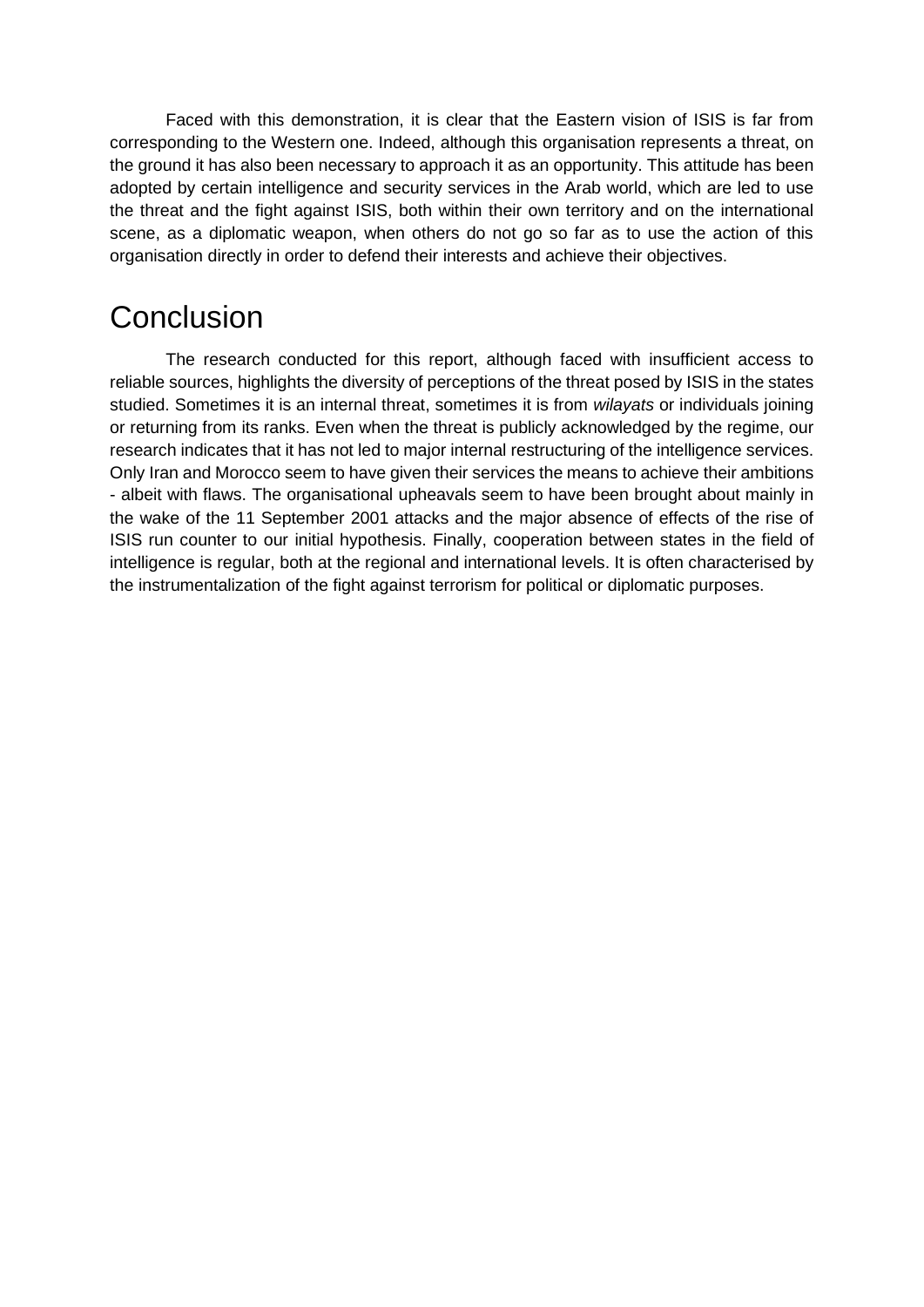Faced with this demonstration, it is clear that the Eastern vision of ISIS is far from corresponding to the Western one. Indeed, although this organisation represents a threat, on the ground it has also been necessary to approach it as an opportunity. This attitude has been adopted by certain intelligence and security services in the Arab world, which are led to use the threat and the fight against ISIS, both within their own territory and on the international scene, as a diplomatic weapon, when others do not go so far as to use the action of this organisation directly in order to defend their interests and achieve their objectives.

# Conclusion

The research conducted for this report, although faced with insufficient access to reliable sources, highlights the diversity of perceptions of the threat posed by ISIS in the states studied. Sometimes it is an internal threat, sometimes it is from *wilayats* or individuals joining or returning from its ranks. Even when the threat is publicly acknowledged by the regime, our research indicates that it has not led to major internal restructuring of the intelligence services. Only Iran and Morocco seem to have given their services the means to achieve their ambitions - albeit with flaws. The organisational upheavals seem to have been brought about mainly in the wake of the 11 September 2001 attacks and the major absence of effects of the rise of ISIS run counter to our initial hypothesis. Finally, cooperation between states in the field of intelligence is regular, both at the regional and international levels. It is often characterised by the instrumentalization of the fight against terrorism for political or diplomatic purposes.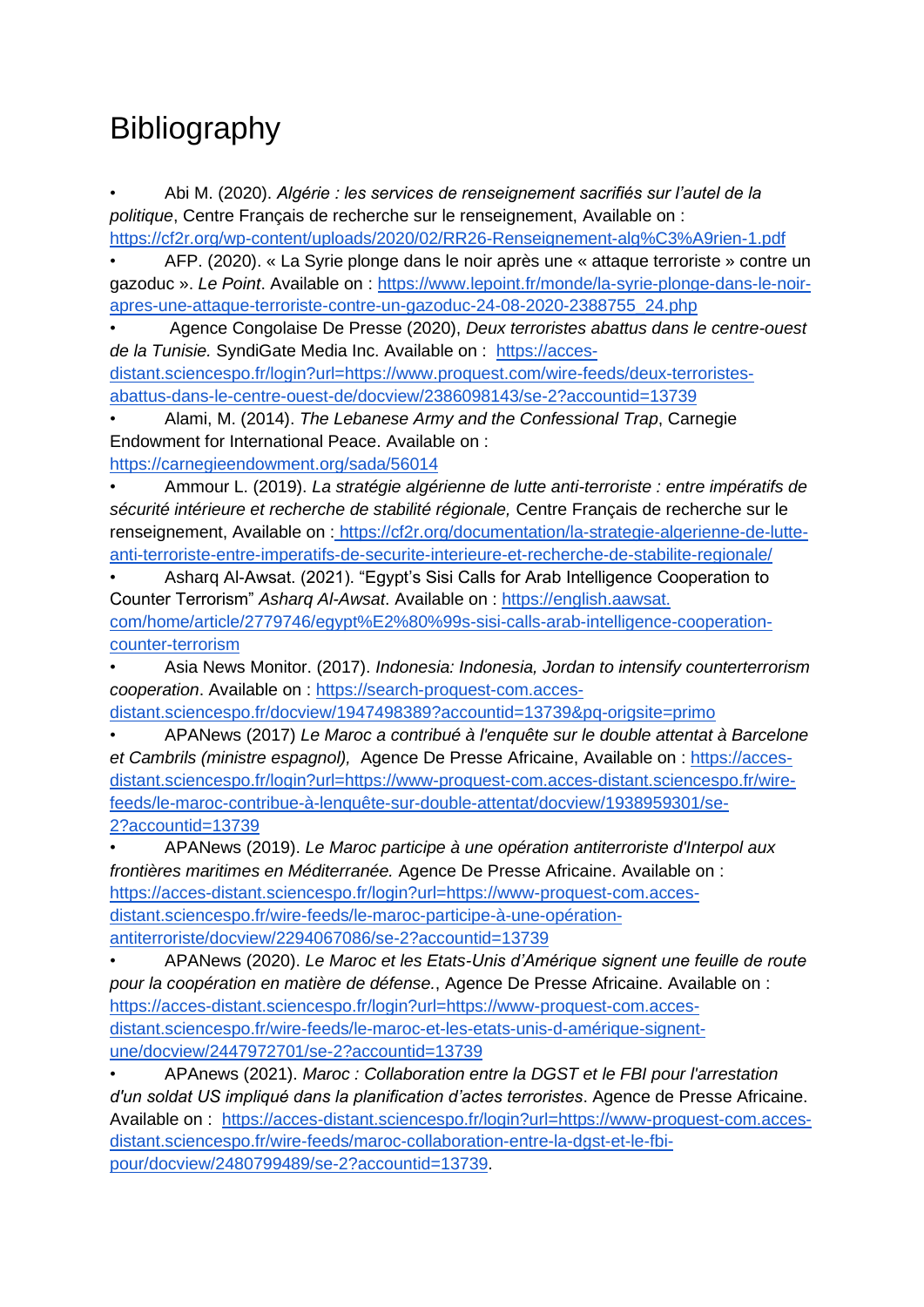# Bibliography

- Abi M. (2020). *Algérie : les services de renseignement sacrifiés sur l'autel de la politique*, Centre Français de recherche sur le renseignement, Available on : https://cf2r.org/wp-content/uploads/2020/02/RR26-Renseignement-alg%C3%A9rien-1.pdf
- AFP. (2020). « La Syrie plonge dans le noir après une « attaque terroriste » contre un gazoduc ». *Le Point*. Available on : https://www.lepoint.fr/monde/la-syrie-plonge-dans-le-noir-apres-une-attaque-terroriste-contre-un-gazoduc-24-08-2020-2388755_24.php
- Agence Congolaise De Presse (2020), *Deux terroristes abattus dans le centre-ouest de la Tunisie.* SyndiGate Media Inc. Available on : https://acces-distant.sciencespo.fr/login?url=https://www.proquest.com/wire-feeds/deux-terroristes-abattus-dans-le-centre-ouest-de/docview/2386098143/se-2?accountid=13739
- Alami, M. (2014). *The Lebanese Army and the Confessional Trap*, Carnegie Endowment for International Peace. Available on : https://carnegieendowment.org/sada/56014
- Ammour L. (2019). *La stratégie algérienne de lutte anti-terroriste : entre impératifs de sécurité intérieure et recherche de stabilité régionale,* Centre Français de recherche sur le renseignement, Available on : https://cf2r.org/documentation/la-strategie-algerienne-de-lutte-anti-terroriste-entre-imperatifs-de-securite-interieure-et-recherche-de-stabilite-regionale/
- Asharq Al-Awsat. (2021). "Egypt's Sisi Calls for Arab Intelligence Cooperation to Counter Terrorism" *Asharq Al-Awsat*. Available on : https://english.aawsat.com/home/article/2779746/egypt%E2%80%99s-sisi-calls-arab-intelligence-cooperation-counter-terrorism
- Asia News Monitor. (2017). *Indonesia: Indonesia, Jordan to intensify counterterrorism cooperation*. Available on : https://search-proquest-com.acces-distant.sciencespo.fr/docview/1947498389?accountid=13739&pq-origsite=primo
- APANews (2017) *Le Maroc a contribué à l'enquête sur le double attentat à Barcelone et Cambrils (ministre espagnol),* Agence De Presse Africaine, Available on : https://acces-distant.sciencespo.fr/login?url=https://www-proquest-com.acces-distant.sciencespo.fr/wire-feeds/le-maroc-contribue-à-lenquête-sur-double-attentat/docview/1938959301/se-2?accountid=13739
- APANews (2019). *Le Maroc participe à une opération antiterroriste d'Interpol aux frontières maritimes en Méditerranée.* Agence De Presse Africaine. Available on : https://acces-distant.sciencespo.fr/login?url=https://www-proquest-com.acces-distant.sciencespo.fr/wire-feeds/le-maroc-participe-à-une-opération-antiterroriste/docview/2294067086/se-2?accountid=13739
- APANews (2020). *Le Maroc et les Etats-Unis d'Amérique signent une feuille de route pour la coopération en matière de défense.*, Agence De Presse Africaine. Available on : https://acces-distant.sciencespo.fr/login?url=https://www-proquest-com.acces-distant.sciencespo.fr/wire-feeds/le-maroc-et-les-etats-unis-d-amérique-signent-une/docview/2447972701/se-2?accountid=13739
- APAnews (2021). *Maroc : Collaboration entre la DGST et le FBI pour l'arrestation d'un soldat US impliqué dans la planification d'actes terroristes*. Agence de Presse Africaine. Available on : https://acces-distant.sciencespo.fr/login?url=https://www-proquest-com.acces-distant.sciencespo.fr/wire-feeds/maroc-collaboration-entre-la-dgst-et-le-fbi-pour/docview/2480799489/se-2?accountid=13739.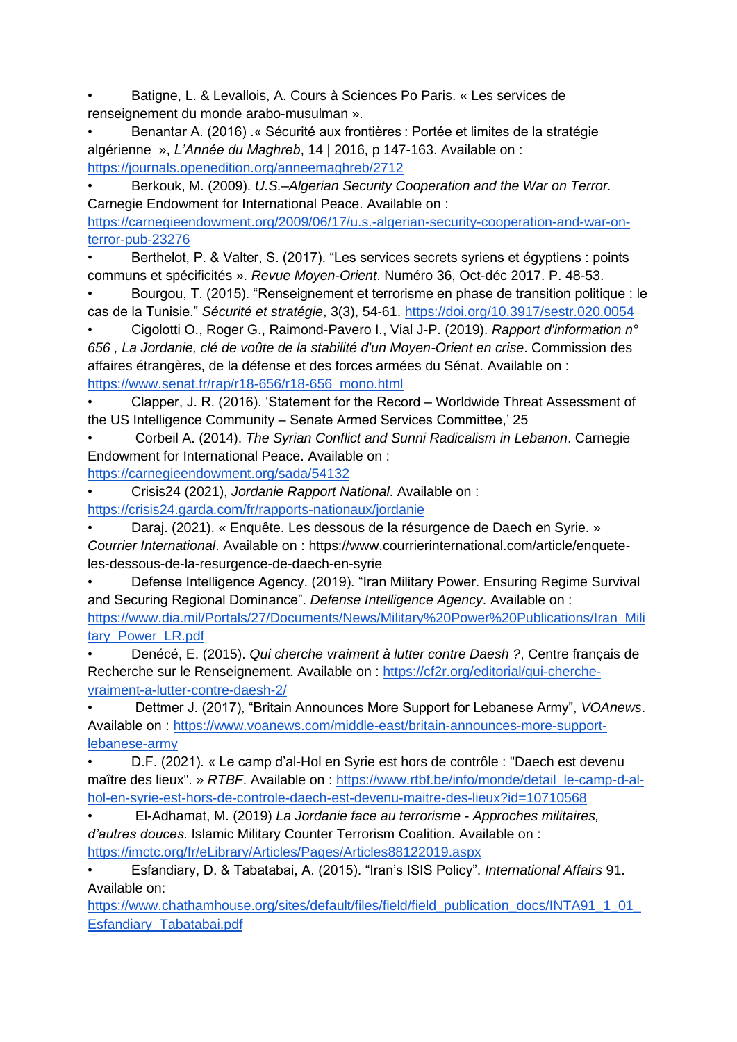- Batigne, L. & Levallois, A. Cours à Sciences Po Paris. « Les services de renseignement du monde arabo-musulman ».
- Benantar A. (2016) .« Sécurité aux frontières : Portée et limites de la stratégie algérienne », *L'Année du Maghreb*, 14 | 2016, p 147-163. Available on : https://journals.openedition.org/anneemaghreb/2712
- Berkouk, M. (2009). *U.S.–Algerian Security Cooperation and the War on Terror.* Carnegie Endowment for International Peace. Available on : https://carnegieendowment.org/2009/06/17/u.s.-algerian-security-cooperation-and-war-on-terror-pub-23276
- Berthelot, P. & Valter, S. (2017). "Les services secrets syriens et égyptiens : points communs et spécificités ». *Revue Moyen-Orient*. Numéro 36, Oct-déc 2017. P. 48-53.
- Bourgou, T. (2015). "Renseignement et terrorisme en phase de transition politique : le cas de la Tunisie." *Sécurité et stratégie*, 3(3), 54-61. https://doi.org/10.3917/sestr.020.0054
- Cigolotti O., Roger G., Raimond-Pavero I., Vial J-P. (2019). *Rapport d'information n° 656 , La Jordanie, clé de voûte de la stabilité d'un Moyen-Orient en crise*. Commission des affaires étrangères, de la défense et des forces armées du Sénat. Available on : https://www.senat.fr/rap/r18-656/r18-656_mono.html
- Clapper, J. R. (2016). 'Statement for the Record – Worldwide Threat Assessment of the US Intelligence Community – Senate Armed Services Committee,' 25
- Corbeil A. (2014). *The Syrian Conflict and Sunni Radicalism in Lebanon*. Carnegie Endowment for International Peace. Available on : https://carnegieendowment.org/sada/54132
- Crisis24 (2021), *Jordanie Rapport National*. Available on : https://crisis24.garda.com/fr/rapports-nationaux/jordanie
- Daraj. (2021). « Enquête. Les dessous de la résurgence de Daech en Syrie. » *Courrier International*. Available on : https://www.courrierinternational.com/article/enquete-les-dessous-de-la-resurgence-de-daech-en-syrie
- Defense Intelligence Agency. (2019). "Iran Military Power. Ensuring Regime Survival and Securing Regional Dominance". *Defense Intelligence Agency*. Available on : https://www.dia.mil/Portals/27/Documents/News/Military%20Power%20Publications/Iran_Military_Power_LR.pdf
- Denécé, E. (2015). *Qui cherche vraiment à lutter contre Daesh ?*, Centre français de Recherche sur le Renseignement. Available on : https://cf2r.org/editorial/qui-cherche-vraiment-a-lutter-contre-daesh-2/
- Dettmer J. (2017), "Britain Announces More Support for Lebanese Army", *VOAnews*. Available on : https://www.voanews.com/middle-east/britain-announces-more-support-lebanese-army
- D.F. (2021). « Le camp d'al-Hol en Syrie est hors de contrôle : "Daech est devenu maître des lieux". » *RTBF*. Available on : https://www.rtbf.be/info/monde/detail_le-camp-d-al-hol-en-syrie-est-hors-de-controle-daech-est-devenu-maitre-des-lieux?id=10710568
- El-Adhamat, M. (2019) *La Jordanie face au terrorisme - Approches militaires, d'autres douces.* Islamic Military Counter Terrorism Coalition. Available on : https://imctc.org/fr/eLibrary/Articles/Pages/Articles88122019.aspx
- Esfandiary, D. & Tabatabai, A. (2015). "Iran's ISIS Policy". *International Affairs* 91. Available on: https://www.chathamhouse.org/sites/default/files/field/field_publication_docs/INTA91_1_01_Esfandiary_Tabatabai.pdf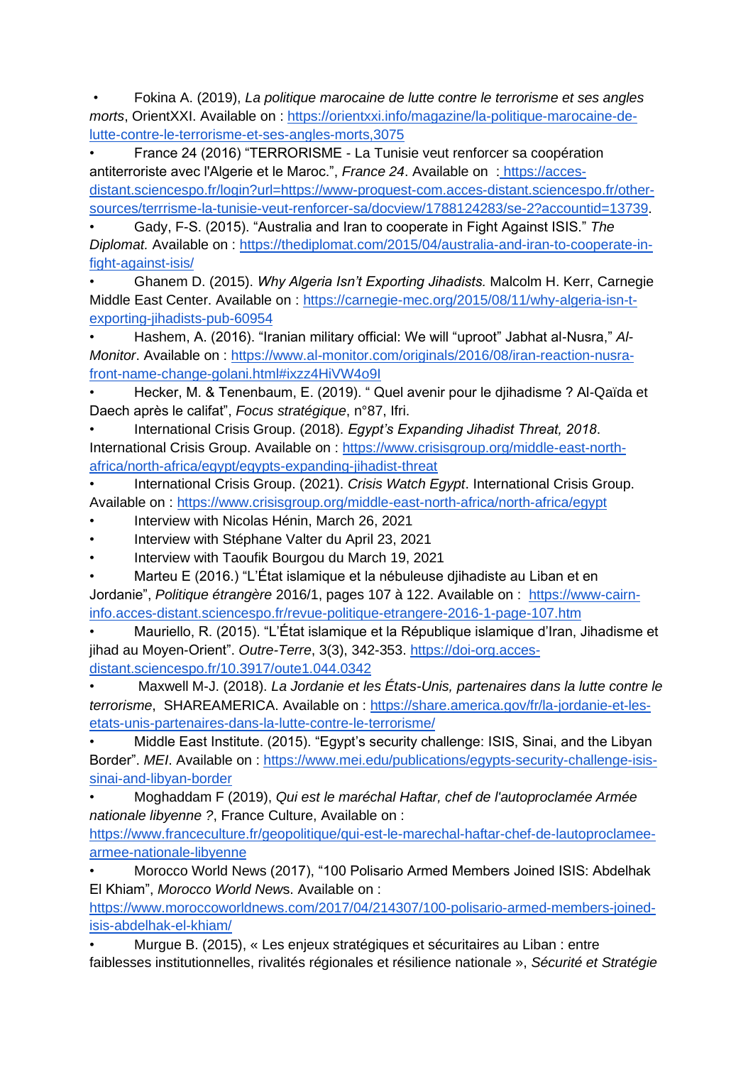- Fokina A. (2019), *La politique marocaine de lutte contre le terrorisme et ses angles morts*, OrientXXI. Available on : https://orientxxi.info/magazine/la-politique-marocaine-de-lutte-contre-le-terrorisme-et-ses-angles-morts,3075
- France 24 (2016) "TERRORISME - La Tunisie veut renforcer sa coopération antiterroriste avec l'Algerie et le Maroc.", *France 24*. Available on : https://acces-distant.sciencespo.fr/login?url=https://www-proquest-com.acces-distant.sciencespo.fr/other-sources/terrrisme-la-tunisie-veut-renforcer-sa/docview/1788124283/se-2?accountid=13739.
- Gady, F-S. (2015). "Australia and Iran to cooperate in Fight Against ISIS." *The Diplomat.* Available on : https://thediplomat.com/2015/04/australia-and-iran-to-cooperate-in-fight-against-isis/
- Ghanem D. (2015). *Why Algeria Isn't Exporting Jihadists.* Malcolm H. Kerr, Carnegie Middle East Center. Available on : https://carnegie-mec.org/2015/08/11/why-algeria-isn-t-exporting-jihadists-pub-60954
- Hashem, A. (2016). "Iranian military official: We will "uproot" Jabhat al-Nusra," *Al-Monitor*. Available on : https://www.al-monitor.com/originals/2016/08/iran-reaction-nusra-front-name-change-golani.html#ixzz4HiVW4o9I
- Hecker, M. & Tenenbaum, E. (2019). " Quel avenir pour le djihadisme ? Al-Qaïda et Daech après le califat", *Focus stratégique*, n°87, Ifri.
- International Crisis Group. (2018). *Egypt's Expanding Jihadist Threat, 2018*. International Crisis Group. Available on : https://www.crisisgroup.org/middle-east-north-africa/north-africa/egypt/egypts-expanding-jihadist-threat
- International Crisis Group. (2021). *Crisis Watch Egypt*. International Crisis Group. Available on : https://www.crisisgroup.org/middle-east-north-africa/north-africa/egypt
- Interview with Nicolas Hénin, March 26, 2021
- Interview with Stéphane Valter du April 23, 2021
- Interview with Taoufik Bourgou du March 19, 2021
- Marteu E (2016.) "L'État islamique et la nébuleuse djihadiste au Liban et en Jordanie", *Politique étrangère* 2016/1, pages 107 à 122. Available on : https://www-cairn-info.acces-distant.sciencespo.fr/revue-politique-etrangere-2016-1-page-107.htm
- Mauriello, R. (2015). "L'État islamique et la République islamique d'Iran, Jihadisme et jihad au Moyen-Orient". *Outre-Terre*, 3(3), 342-353. https://doi-org.acces-distant.sciencespo.fr/10.3917/oute1.044.0342
- Maxwell M-J. (2018). *La Jordanie et les États-Unis, partenaires dans la lutte contre le terrorisme*, SHAREAMERICA. Available on : https://share.america.gov/fr/la-jordanie-et-les-etats-unis-partenaires-dans-la-lutte-contre-le-terrorisme/
- Middle East Institute. (2015). "Egypt's security challenge: ISIS, Sinai, and the Libyan Border". *MEI*. Available on : https://www.mei.edu/publications/egypts-security-challenge-isis-sinai-and-libyan-border
- Moghaddam F (2019), *Qui est le maréchal Haftar, chef de l'autoproclamée Armée nationale libyenne ?*, France Culture, Available on : https://www.franceculture.fr/geopolitique/qui-est-le-marechal-haftar-chef-de-lautoproclamee-armee-nationale-libyenne
- Morocco World News (2017), "100 Polisario Armed Members Joined ISIS: Abdelhak El Khiam", *Morocco World News*. Available on : https://www.moroccoworldnews.com/2017/04/214307/100-polisario-armed-members-joined-isis-abdelhak-el-khiam/
- Murgue B. (2015), « Les enjeux stratégiques et sécuritaires au Liban : entre faiblesses institutionnelles, rivalités régionales et résilience nationale », *Sécurité et Stratégie*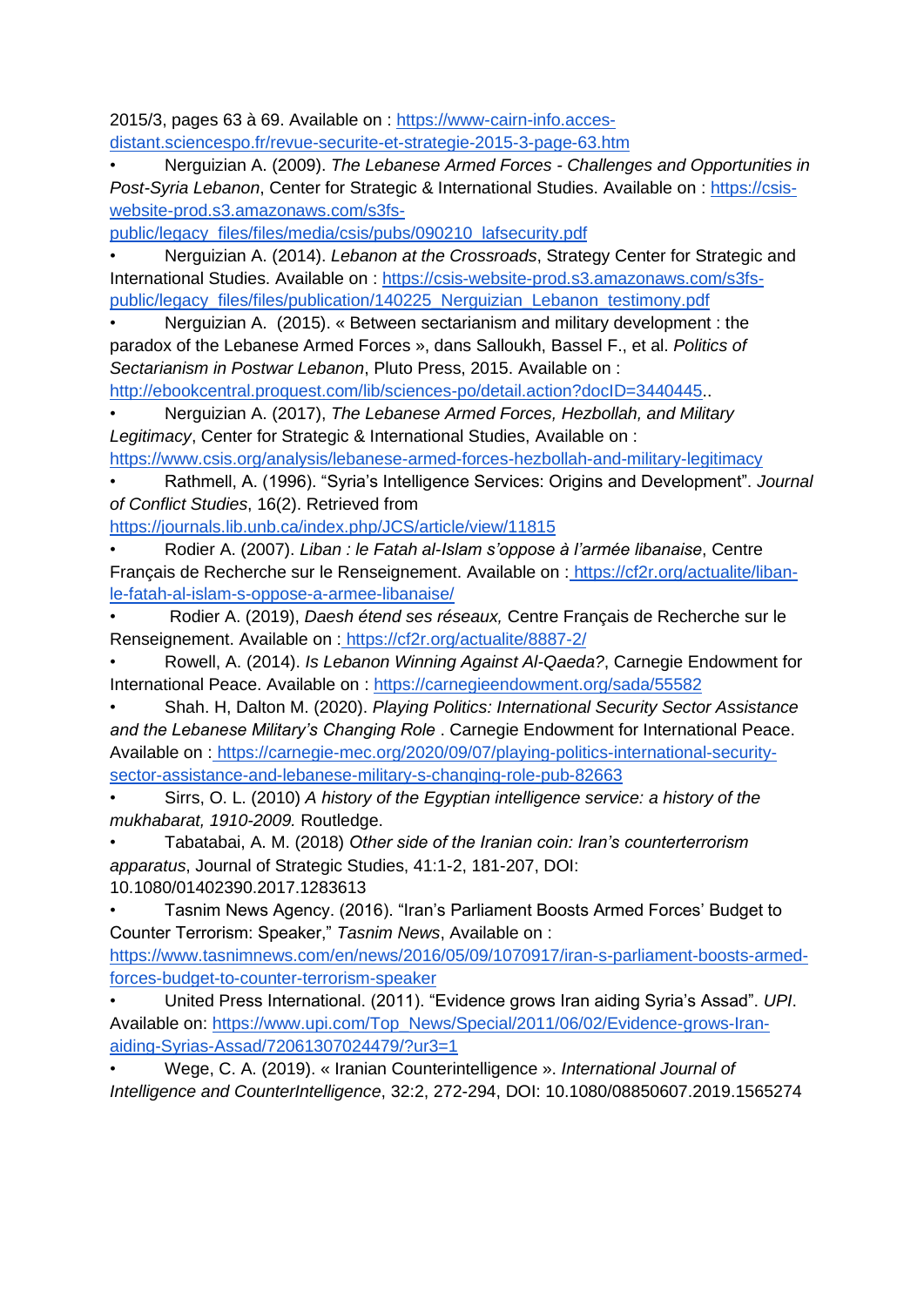2015/3, pages 63 à 69. Available on : https://www-cairn-info.acces-distant.sciencespo.fr/revue-securite-et-strategie-2015-3-page-63.htm

- Nerguizian A. (2009). *The Lebanese Armed Forces - Challenges and Opportunities in Post-Syria Lebanon*, Center for Strategic & International Studies. Available on : https://csis-website-prod.s3.amazonaws.com/s3fs-public/legacy_files/files/media/csis/pubs/090210_lafsecurity.pdf
- Nerguizian A. (2014). *Lebanon at the Crossroads*, Strategy Center for Strategic and International Studies. Available on : https://csis-website-prod.s3.amazonaws.com/s3fs-public/legacy_files/files/publication/140225_Nerguizian_Lebanon_testimony.pdf
- Nerguizian A. (2015). « Between sectarianism and military development : the paradox of the Lebanese Armed Forces », dans Salloukh, Bassel F., et al. *Politics of Sectarianism in Postwar Lebanon*, Pluto Press, 2015. Available on : http://ebookcentral.proquest.com/lib/sciences-po/detail.action?docID=3440445..
- Nerguizian A. (2017), *The Lebanese Armed Forces, Hezbollah, and Military Legitimacy*, Center for Strategic & International Studies, Available on : https://www.csis.org/analysis/lebanese-armed-forces-hezbollah-and-military-legitimacy
- Rathmell, A. (1996). "Syria's Intelligence Services: Origins and Development". *Journal of Conflict Studies*, 16(2). Retrieved from https://journals.lib.unb.ca/index.php/JCS/article/view/11815
- Rodier A. (2007). *Liban : le Fatah al-Islam s'oppose à l'armée libanaise*, Centre Français de Recherche sur le Renseignement. Available on : https://cf2r.org/actualite/liban-le-fatah-al-islam-s-oppose-a-armee-libanaise/
- Rodier A. (2019), *Daesh étend ses réseaux,* Centre Français de Recherche sur le Renseignement. Available on : https://cf2r.org/actualite/8887-2/
- Rowell, A. (2014). *Is Lebanon Winning Against Al-Qaeda?*, Carnegie Endowment for International Peace. Available on : https://carnegieendowment.org/sada/55582
- Shah. H, Dalton M. (2020). *Playing Politics: International Security Sector Assistance and the Lebanese Military's Changing Role* . Carnegie Endowment for International Peace. Available on : https://carnegie-mec.org/2020/09/07/playing-politics-international-security-sector-assistance-and-lebanese-military-s-changing-role-pub-82663
- Sirrs, O. L. (2010) *A history of the Egyptian intelligence service: a history of the mukhabarat, 1910-2009.* Routledge.
- Tabatabai, A. M. (2018) *Other side of the Iranian coin: Iran's counterterrorism apparatus*, Journal of Strategic Studies, 41:1-2, 181-207, DOI: 10.1080/01402390.2017.1283613
- Tasnim News Agency. (2016). "Iran's Parliament Boosts Armed Forces' Budget to Counter Terrorism: Speaker," *Tasnim News*, Available on : https://www.tasnimnews.com/en/news/2016/05/09/1070917/iran-s-parliament-boosts-armed-forces-budget-to-counter-terrorism-speaker
- United Press International. (2011). "Evidence grows Iran aiding Syria's Assad". *UPI*. Available on: https://www.upi.com/Top_News/Special/2011/06/02/Evidence-grows-Iran-aiding-Syrias-Assad/72061307024479/?ur3=1
- Wege, C. A. (2019). « Iranian Counterintelligence ». *International Journal of Intelligence and CounterIntelligence*, 32:2, 272-294, DOI: 10.1080/08850607.2019.1565274